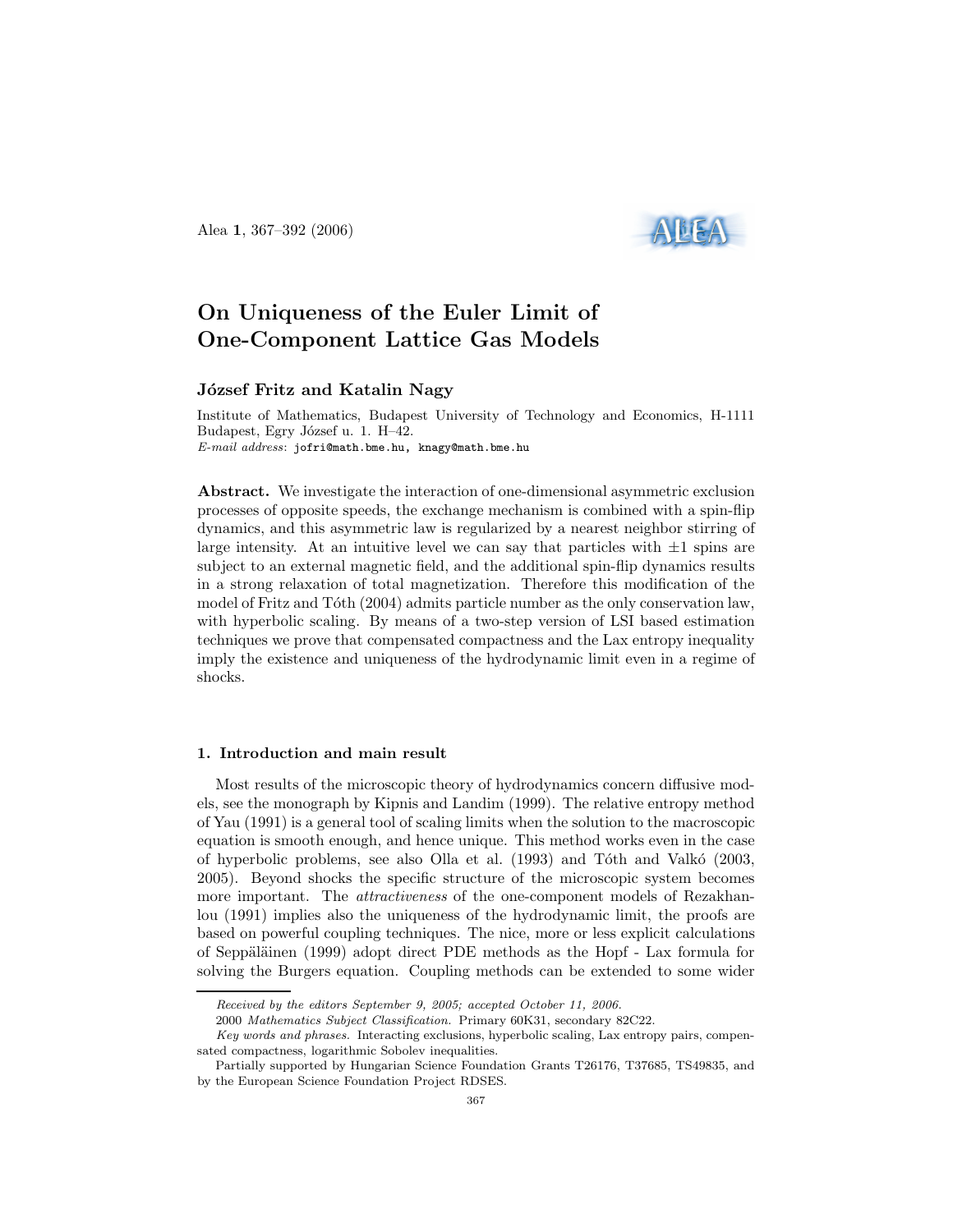# On Uniqueness of the Euler Limit of One-Component Lattice Gas Models

**József Fritz and Katalin Nagy**

Institute of Mathematics, Budapest University of Technology and Economics, H-1111 Budapest, Egry József u. 1. H–42.

*E-mail address*: jofri@math.bme.hu, knagy@math.bme.hu

**Abstract.** We investigate the interaction of one-dimensional asymmetric exclusion processes of opposite speeds, the exchange mechanism is combined with a spin-flip dynamics, and this asymmetric law is regularized by a nearest neighbor stirring of large intensity. At an intuitive level we can say that particles with $\pm 1$ spins are subject to an external magnetic field, and the additional spin-flip dynamics results in a strong relaxation of total magnetization. Therefore this modification of the model of Fritz and Tóth (2004) admits particle number as the only conservation law, with hyperbolic scaling. By means of a two-step version of LSI based estimation techniques we prove that compensated compactness and the Lax entropy inequality imply the existence and uniqueness of the hydrodynamic limit even in a regime of shocks.

## 1. Introduction and main result

Most results of the microscopic theory of hydrodynamics concern diffusive models, see the monograph by Kipnis and Landim (1999). The relative entropy method of Yau (1991) is a general tool of scaling limits when the solution to the macroscopic equation is smooth enough, and hence unique. This method works even in the case of hyperbolic problems, see also Olla et al. (1993) and Tóth and Valkó (2003, 2005). Beyond shocks the specific structure of the microscopic system becomes more important. The *attractiveness* of the one-component models of Rezakhanlou (1991) implies also the uniqueness of the hydrodynamic limit, the proofs are based on powerful coupling techniques. The nice, more or less explicit calculations of Seppäläinen (1999) adopt direct PDE methods as the Hopf - Lax formula for solving the Burgers equation. Coupling methods can be extended to some wider

---

*Received by the editors September 9, 2005; accepted October 11, 2006.*

2000 *Mathematics Subject Classification.* Primary 60K31, secondary 82C22.

*Key words and phrases.* Interacting exclusions, hyperbolic scaling, Lax entropy pairs, compensated compactness, logarithmic Sobolev inequalities.

Partially supported by Hungarian Science Foundation Grants T26176, T37685, TS49835, and by the European Science Foundation Project RDSES.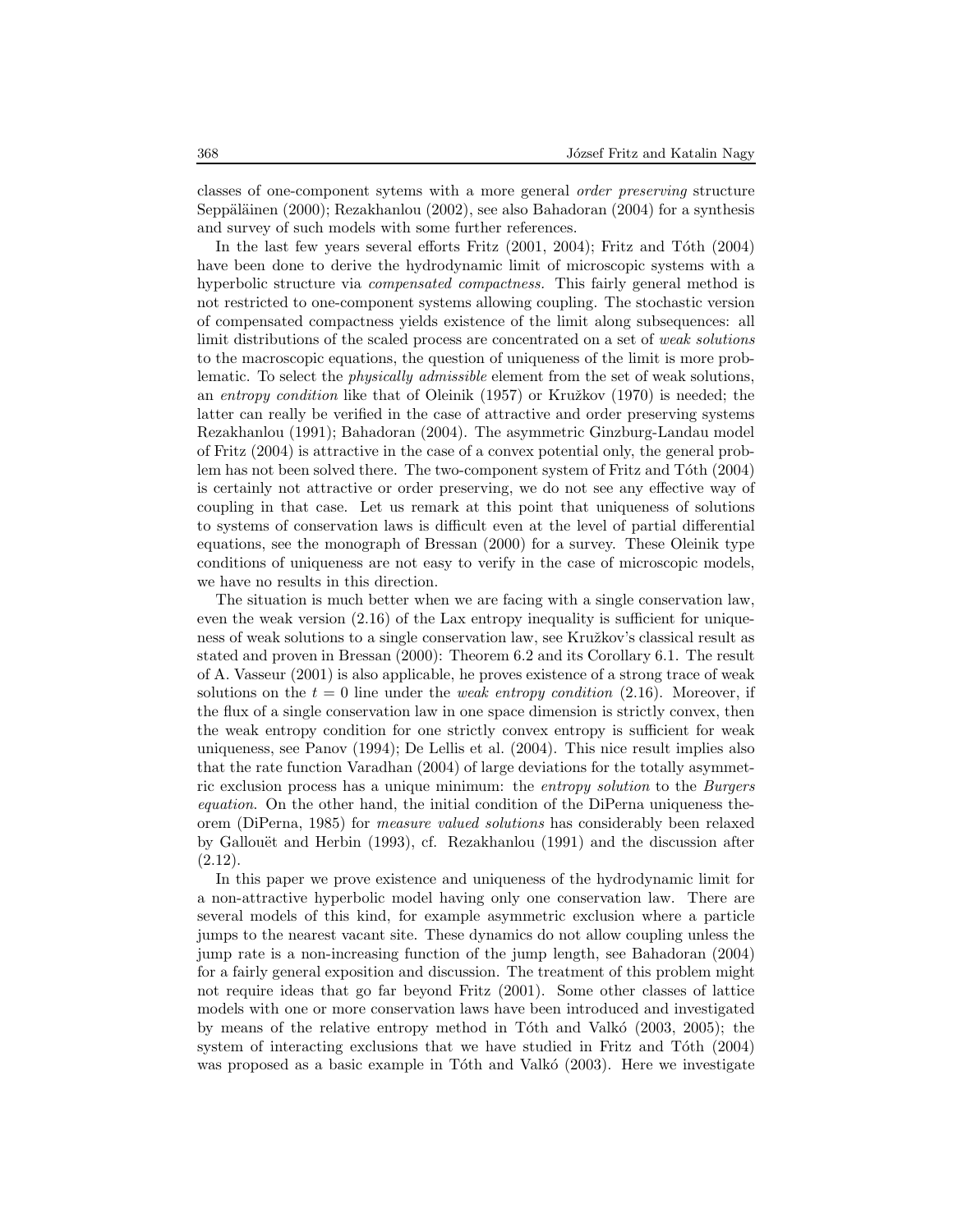classes of one-component sytems with a more general *order preserving* structure Seppäläinen (2000); Rezakhanlou (2002), see also Bahadoran (2004) for a synthesis and survey of such models with some further references.

In the last few years several efforts Fritz (2001, 2004); Fritz and Tóth (2004) have been done to derive the hydrodynamic limit of microscopic systems with a hyperbolic structure via *compensated compactness.* This fairly general method is not restricted to one-component systems allowing coupling. The stochastic version of compensated compactness yields existence of the limit along subsequences: all limit distributions of the scaled process are concentrated on a set of *weak solutions* to the macroscopic equations, the question of uniqueness of the limit is more problematic. To select the *physically admissible* element from the set of weak solutions, an *entropy condition* like that of Oleinik (1957) or Kružkov (1970) is needed; the latter can really be verified in the case of attractive and order preserving systems Rezakhanlou (1991); Bahadoran (2004). The asymmetric Ginzburg-Landau model of Fritz (2004) is attractive in the case of a convex potential only, the general problem has not been solved there. The two-component system of Fritz and Tóth (2004) is certainly not attractive or order preserving, we do not see any effective way of coupling in that case. Let us remark at this point that uniqueness of solutions to systems of conservation laws is difficult even at the level of partial differential equations, see the monograph of Bressan (2000) for a survey. These Oleinik type conditions of uniqueness are not easy to verify in the case of microscopic models, we have no results in this direction.

The situation is much better when we are facing with a single conservation law, even the weak version (2.16) of the Lax entropy inequality is sufficient for uniqueness of weak solutions to a single conservation law, see Kružkov's classical result as stated and proven in Bressan (2000): Theorem 6.2 and its Corollary 6.1. The result of A. Vasseur (2001) is also applicable, he proves existence of a strong trace of weak solutions on the $t = 0$ line under the *weak entropy condition* (2.16). Moreover, if the flux of a single conservation law in one space dimension is strictly convex, then the weak entropy condition for one strictly convex entropy is sufficient for weak uniqueness, see Panov (1994); De Lellis et al. (2004). This nice result implies also that the rate function Varadhan (2004) of large deviations for the totally asymmetric exclusion process has a unique minimum: the *entropy solution* to the *Burgers equation*. On the other hand, the initial condition of the DiPerna uniqueness theorem (DiPerna, 1985) for *measure valued solutions* has considerably been relaxed by Gallouët and Herbin (1993), cf. Rezakhanlou (1991) and the discussion after (2.12).

In this paper we prove existence and uniqueness of the hydrodynamic limit for a non-attractive hyperbolic model having only one conservation law. There are several models of this kind, for example asymmetric exclusion where a particle jumps to the nearest vacant site. These dynamics do not allow coupling unless the jump rate is a non-increasing function of the jump length, see Bahadoran (2004) for a fairly general exposition and discussion. The treatment of this problem might not require ideas that go far beyond Fritz (2001). Some other classes of lattice models with one or more conservation laws have been introduced and investigated by means of the relative entropy method in Tóth and Valkó (2003, 2005); the system of interacting exclusions that we have studied in Fritz and Tóth (2004) was proposed as a basic example in Tóth and Valkó (2003). Here we investigate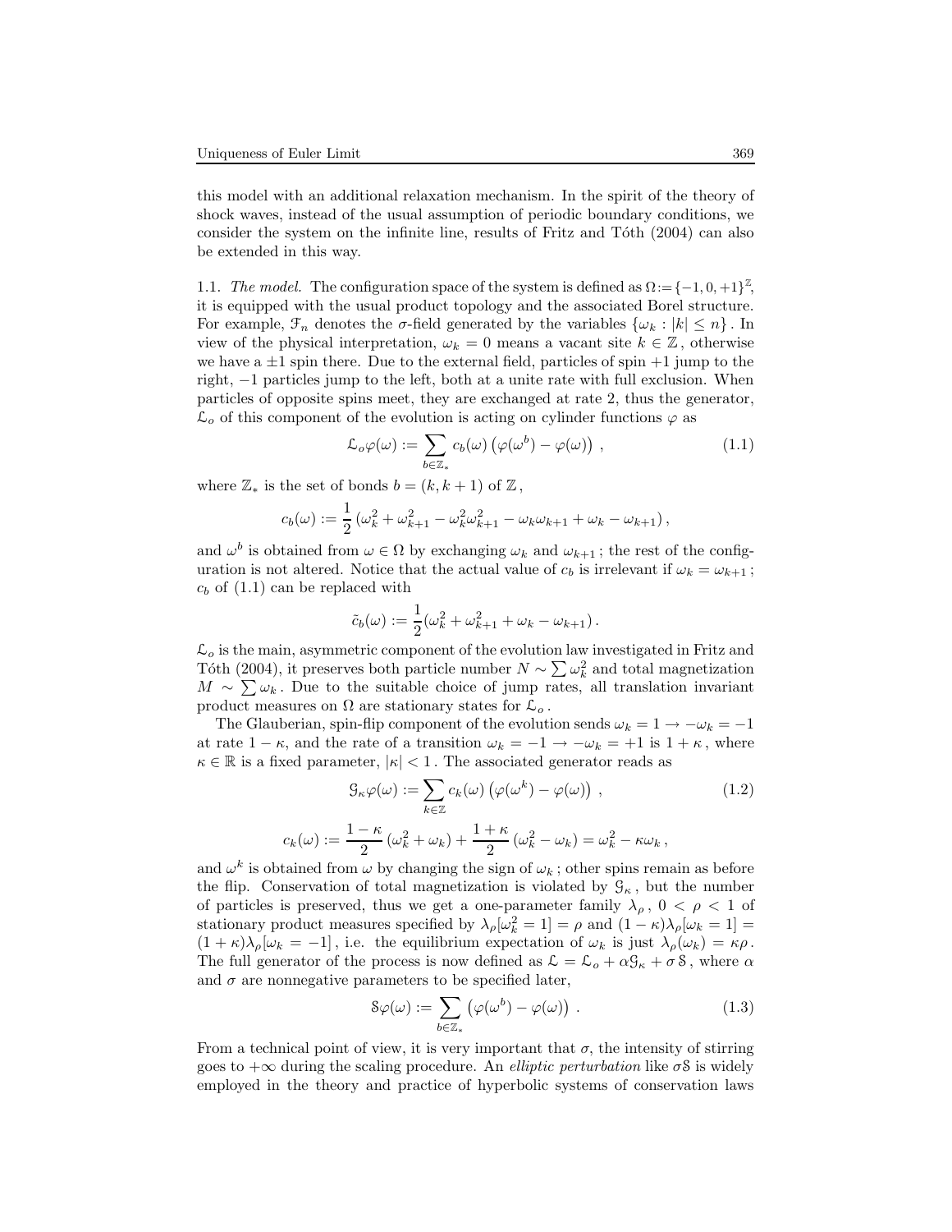this model with an additional relaxation mechanism. In the spirit of the theory of shock waves, instead of the usual assumption of periodic boundary conditions, we consider the system on the infinite line, results of Fritz and Tóth (2004) can also be extended in this way.

1.1. *The model.* The configuration space of the system is defined as $\Omega := \{-1, 0, +1\}^{\mathbb{Z}}$, it is equipped with the usual product topology and the associated Borel structure. For example, $\mathcal{F}_n$ denotes the $\sigma$-field generated by the variables $\{\omega_k : |k| \leq n\}$. In view of the physical interpretation, $\omega_k = 0$ means a vacant site $k \in \mathbb{Z}$, otherwise we have a $\pm 1$ spin there. Due to the external field, particles of spin $+1$ jump to the right, $-1$ particles jump to the left, both at a unite rate with full exclusion. When particles of opposite spins meet, they are exchanged at rate 2, thus the generator, $\mathcal{L}_o$ of this component of the evolution is acting on cylinder functions $\varphi$ as

$$\mathcal{L}_o \varphi(\omega) := \sum_{b \in \mathbb{Z}_*} c_b(\omega) \left( \varphi(\omega^b) - \varphi(\omega) \right) , \tag{1.1}$$

where $\mathbb{Z}_*$ is the set of bonds $b = (k, k+1)$ of $\mathbb{Z}$,

$$c_b(\omega) := \frac{1}{2} \left( \omega_k^2 + \omega_{k+1}^2 - \omega_k^2 \omega_{k+1}^2 - \omega_k \omega_{k+1} + \omega_k - \omega_{k+1} \right),$$

and $\omega^b$ is obtained from $\omega \in \Omega$ by exchanging $\omega_k$ and $\omega_{k+1}$; the rest of the configuration is not altered. Notice that the actual value of $c_b$ is irrelevant if $\omega_k = \omega_{k+1}$; $c_b$ of (1.1) can be replaced with

$$\tilde{c}_b(\omega) := \frac{1}{2} (\omega_k^2 + \omega_{k+1}^2 + \omega_k - \omega_{k+1}).$$

$\mathcal{L}_o$ is the main, asymmetric component of the evolution law investigated in Fritz and Tóth (2004), it preserves both particle number $N \sim \sum \omega_k^2$ and total magnetization $M \sim \sum \omega_k$. Due to the suitable choice of jump rates, all translation invariant product measures on $\Omega$ are stationary states for $\mathcal{L}_o$.

The Glauberian, spin-flip component of the evolution sends $\omega_k = 1 \to -\omega_k = -1$ at rate $1 - \kappa$, and the rate of a transition $\omega_k = -1 \to -\omega_k = +1$ is $1 + \kappa$, where $\kappa \in \mathbb{R}$ is a fixed parameter, $|\kappa| < 1$. The associated generator reads as

$$\mathcal{G}_\kappa \varphi(\omega) := \sum_{k \in \mathbb{Z}} c_k(\omega) \left( \varphi(\omega^k) - \varphi(\omega) \right) , \tag{1.2}$$

$$c_k(\omega) := \frac{1-\kappa}{2} \left( \omega_k^2 + \omega_k \right) + \frac{1+\kappa}{2} \left( \omega_k^2 - \omega_k \right) = \omega_k^2 - \kappa \omega_k ,$$

and $\omega^k$ is obtained from $\omega$ by changing the sign of $\omega_k$; other spins remain as before the flip. Conservation of total magnetization is violated by $\mathcal{G}_\kappa$, but the number of particles is preserved, thus we get a one-parameter family $\lambda_\rho$, $0 < \rho < 1$ of stationary product measures specified by $\lambda_\rho[\omega_k^2 = 1] = \rho$ and $(1-\kappa)\lambda_\rho[\omega_k = 1] = (1+\kappa)\lambda_\rho[\omega_k = -1]$, i.e. the equilibrium expectation of $\omega_k$ is just $\lambda_\rho(\omega_k) = \kappa\rho$. The full generator of the process is now defined as $\mathcal{L} = \mathcal{L}_o + \alpha \mathcal{G}_\kappa + \sigma \mathcal{S}$, where $\alpha$ and $\sigma$ are nonnegative parameters to be specified later,

$$\mathcal{S}\varphi(\omega) := \sum_{b \in \mathbb{Z}_*} \left( \varphi(\omega^b) - \varphi(\omega) \right) . \tag{1.3}$$

From a technical point of view, it is very important that $\sigma$, the intensity of stirring goes to $+\infty$ during the scaling procedure. An *elliptic perturbation* like $\sigma\mathcal{S}$ is widely employed in the theory and practice of hyperbolic systems of conservation laws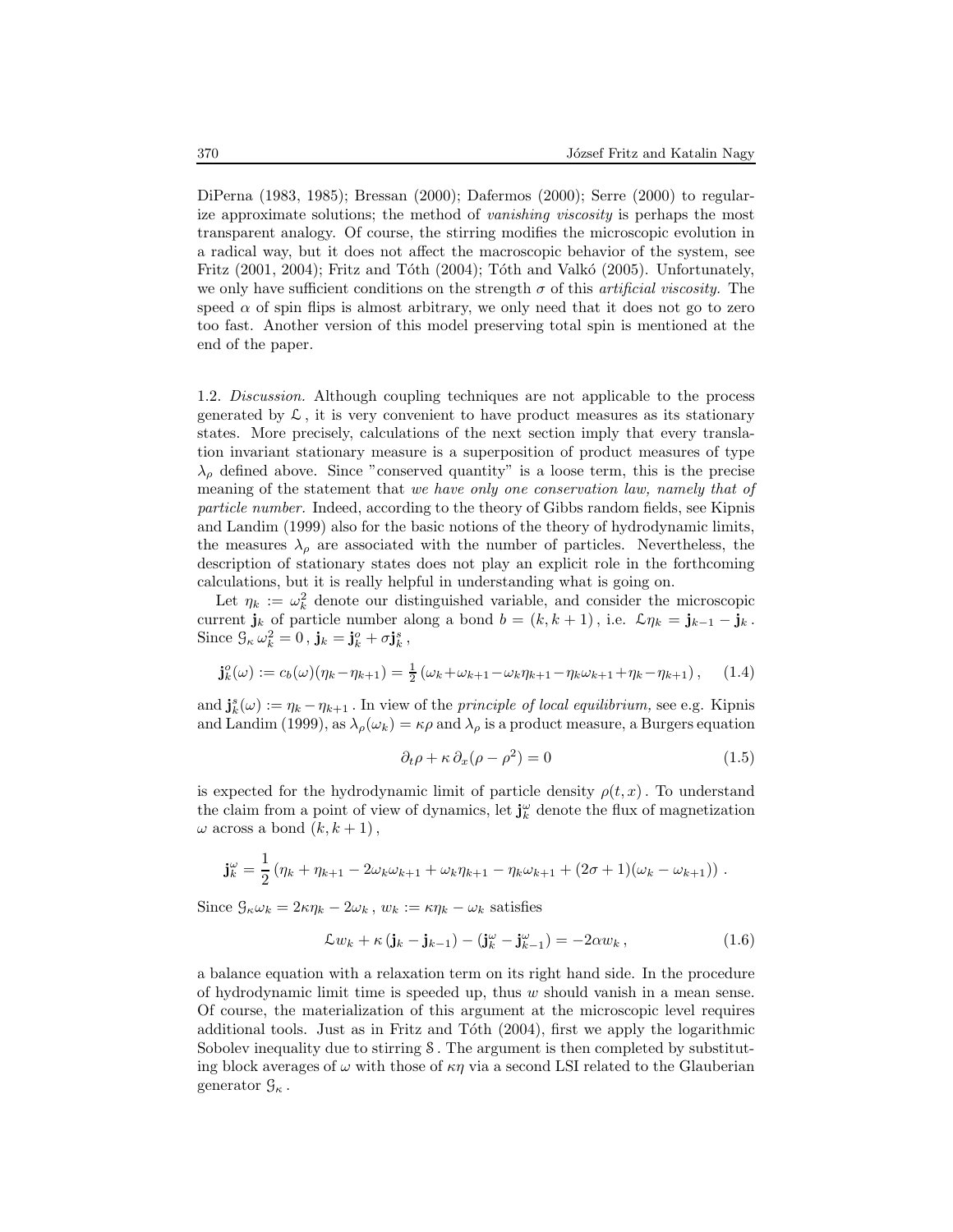DiPerna (1983, 1985); Bressan (2000); Dafermos (2000); Serre (2000) to regularize approximate solutions; the method of *vanishing viscosity* is perhaps the most transparent analogy. Of course, the stirring modifies the microscopic evolution in a radical way, but it does not affect the macroscopic behavior of the system, see Fritz (2001, 2004); Fritz and Tóth (2004); Tóth and Valkó (2005). Unfortunately, we only have sufficient conditions on the strength $\sigma$ of this *artificial viscosity*. The speed $\alpha$ of spin flips is almost arbitrary, we only need that it does not go to zero too fast. Another version of this model preserving total spin is mentioned at the end of the paper.

1.2. *Discussion.* Although coupling techniques are not applicable to the process generated by $\mathcal{L}$, it is very convenient to have product measures as its stationary states. More precisely, calculations of the next section imply that every translation invariant stationary measure is a superposition of product measures of type $\lambda_\rho$ defined above. Since "conserved quantity" is a loose term, this is the precise meaning of the statement that *we have only one conservation law, namely that of particle number.* Indeed, according to the theory of Gibbs random fields, see Kipnis and Landim (1999) also for the basic notions of the theory of hydrodynamic limits, the measures $\lambda_\rho$ are associated with the number of particles. Nevertheless, the description of stationary states does not play an explicit role in the forthcoming calculations, but it is really helpful in understanding what is going on.

Let $\eta_k := \omega_k^2$ denote our distinguished variable, and consider the microscopic current $\mathbf{j}_k$ of particle number along a bond $b = (k, k+1)$, i.e. $\mathcal{L}\eta_k = \mathbf{j}_{k-1} - \mathbf{j}_k$. Since $\mathcal{G}_\kappa\, \omega_k^2 = 0$, $\mathbf{j}_k = \mathbf{j}_k^o + \sigma \mathbf{j}_k^s$,

$$\mathbf{j}_k^o(\omega) := c_b(\omega)(\eta_k - \eta_{k+1}) = \tfrac{1}{2}\left(\omega_k + \omega_{k+1} - \omega_k\eta_{k+1} - \eta_k\omega_{k+1} + \eta_k - \eta_{k+1}\right), \tag{1.4}$$

and $\mathbf{j}_k^s(\omega) := \eta_k - \eta_{k+1}$. In view of the *principle of local equilibrium,* see e.g. Kipnis and Landim (1999), as $\lambda_\rho(\omega_k) = \kappa\rho$ and $\lambda_\rho$ is a product measure, a Burgers equation

$$\partial_t \rho + \kappa\, \partial_x(\rho - \rho^2) = 0 \tag{1.5}$$

is expected for the hydrodynamic limit of particle density $\rho(t,x)$. To understand the claim from a point of view of dynamics, let $\mathbf{j}_k^\omega$ denote the flux of magnetization $\omega$ across a bond $(k, k+1)$,

$$\mathbf{j}_k^\omega = \frac{1}{2}\left(\eta_k + \eta_{k+1} - 2\omega_k\omega_{k+1} + \omega_k\eta_{k+1} - \eta_k\omega_{k+1} + (2\sigma+1)(\omega_k - \omega_{k+1})\right).$$

Since $\mathcal{G}_\kappa \omega_k = 2\kappa\eta_k - 2\omega_k$, $w_k := \kappa\eta_k - \omega_k$ satisfies

$$\mathcal{L}w_k + \kappa\,(\mathbf{j}_k - \mathbf{j}_{k-1}) - (\mathbf{j}_k^\omega - \mathbf{j}_{k-1}^\omega) = -2\alpha w_k\,, \tag{1.6}$$

a balance equation with a relaxation term on its right hand side. In the procedure of hydrodynamic limit time is speeded up, thus $w$ should vanish in a mean sense. Of course, the materialization of this argument at the microscopic level requires additional tools. Just as in Fritz and Tóth (2004), first we apply the logarithmic Sobolev inequality due to stirring $\mathcal{S}$. The argument is then completed by substituting block averages of $\omega$ with those of $\kappa\eta$ via a second LSI related to the Glauberian generator $\mathcal{G}_\kappa$.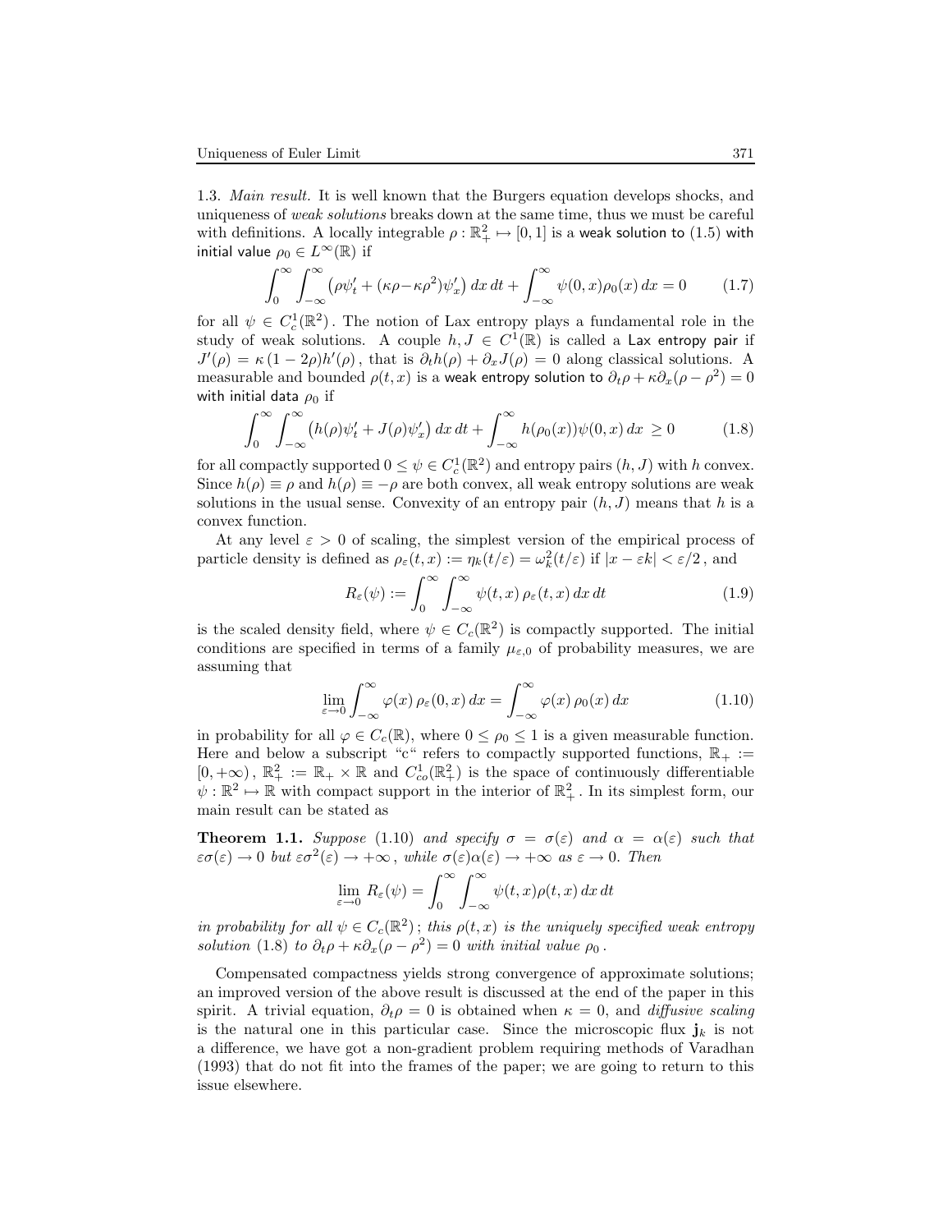1.3. *Main result.* It is well known that the Burgers equation develops shocks, and uniqueness of *weak solutions* breaks down at the same time, thus we must be careful with definitions. A locally integrable $\rho : \mathbb{R}^2_+ \mapsto [0,1]$ is a weak solution to (1.5) with initial value $\rho_0 \in L^\infty(\mathbb{R})$ if

$$\int_0^\infty \int_{-\infty}^\infty \left(\rho\psi'_t + (\kappa\rho - \kappa\rho^2)\psi'_x\right) dx\, dt + \int_{-\infty}^\infty \psi(0,x)\rho_0(x)\, dx = 0 \tag{1.7}$$

for all $\psi \in C_c^1(\mathbb{R}^2)$. The notion of Lax entropy plays a fundamental role in the study of weak solutions. A couple $h, J \in C^1(\mathbb{R})$ is called a Lax entropy pair if $J'(\rho) = \kappa\,(1-2\rho)h'(\rho)$, that is $\partial_t h(\rho) + \partial_x J(\rho) = 0$ along classical solutions. A measurable and bounded $\rho(t,x)$ is a weak entropy solution to $\partial_t \rho + \kappa\partial_x(\rho - \rho^2) = 0$ with initial data $\rho_0$ if

$$\int_0^\infty \int_{-\infty}^\infty \left(h(\rho)\psi'_t + J(\rho)\psi'_x\right) dx\, dt + \int_{-\infty}^\infty h(\rho_0(x))\psi(0,x)\, dx \;\geq 0 \tag{1.8}$$

for all compactly supported $0 \leq \psi \in C_c^1(\mathbb{R}^2)$ and entropy pairs $(h,J)$ with $h$ convex. Since $h(\rho) \equiv \rho$ and $h(\rho) \equiv -\rho$ are both convex, all weak entropy solutions are weak solutions in the usual sense. Convexity of an entropy pair $(h,J)$ means that $h$ is a convex function.

At any level $\varepsilon > 0$ of scaling, the simplest version of the empirical process of particle density is defined as $\rho_\varepsilon(t,x) := \eta_k(t/\varepsilon) = \omega_k^2(t/\varepsilon)$ if $|x - \varepsilon k| < \varepsilon/2$, and

$$R_\varepsilon(\psi) := \int_0^\infty \int_{-\infty}^\infty \psi(t,x)\,\rho_\varepsilon(t,x)\, dx\, dt \tag{1.9}$$

is the scaled density field, where $\psi \in C_c(\mathbb{R}^2)$ is compactly supported. The initial conditions are specified in terms of a family $\mu_{\varepsilon,0}$ of probability measures, we are assuming that

$$\lim_{\varepsilon \to 0} \int_{-\infty}^\infty \varphi(x)\,\rho_\varepsilon(0,x)\, dx = \int_{-\infty}^\infty \varphi(x)\,\rho_0(x)\, dx \tag{1.10}$$

in probability for all $\varphi \in C_c(\mathbb{R})$, where $0 \leq \rho_0 \leq 1$ is a given measurable function. Here and below a subscript "c" refers to compactly supported functions, $\mathbb{R}_+ := [0,+\infty)$, $\mathbb{R}^2_+ := \mathbb{R}_+ \times \mathbb{R}$ and $C^1_{co}(\mathbb{R}^2_+)$ is the space of continuously differentiable $\psi : \mathbb{R}^2 \mapsto \mathbb{R}$ with compact support in the interior of $\mathbb{R}^2_+$. In its simplest form, our main result can be stated as

**Theorem 1.1.** *Suppose* (1.10) *and specify* $\sigma = \sigma(\varepsilon)$ *and* $\alpha = \alpha(\varepsilon)$ *such that* $\varepsilon\sigma(\varepsilon) \to 0$ *but* $\varepsilon\sigma^2(\varepsilon) \to +\infty$, *while* $\sigma(\varepsilon)\alpha(\varepsilon) \to +\infty$ *as* $\varepsilon \to 0$. *Then*

$$\lim_{\varepsilon \to 0} R_\varepsilon(\psi) = \int_0^\infty \int_{-\infty}^\infty \psi(t,x)\rho(t,x)\, dx\, dt$$

*in probability for all* $\psi \in C_c(\mathbb{R}^2)$; *this* $\rho(t,x)$ *is the uniquely specified weak entropy solution* (1.8) *to* $\partial_t \rho + \kappa\partial_x(\rho - \rho^2) = 0$ *with initial value* $\rho_0$.

Compensated compactness yields strong convergence of approximate solutions; an improved version of the above result is discussed at the end of the paper in this spirit. A trivial equation, $\partial_t \rho = 0$ is obtained when $\kappa = 0$, and *diffusive scaling* is the natural one in this particular case. Since the microscopic flux $\mathbf{j}_k$ is not a difference, we have got a non-gradient problem requiring methods of Varadhan (1993) that do not fit into the frames of the paper; we are going to return to this issue elsewhere.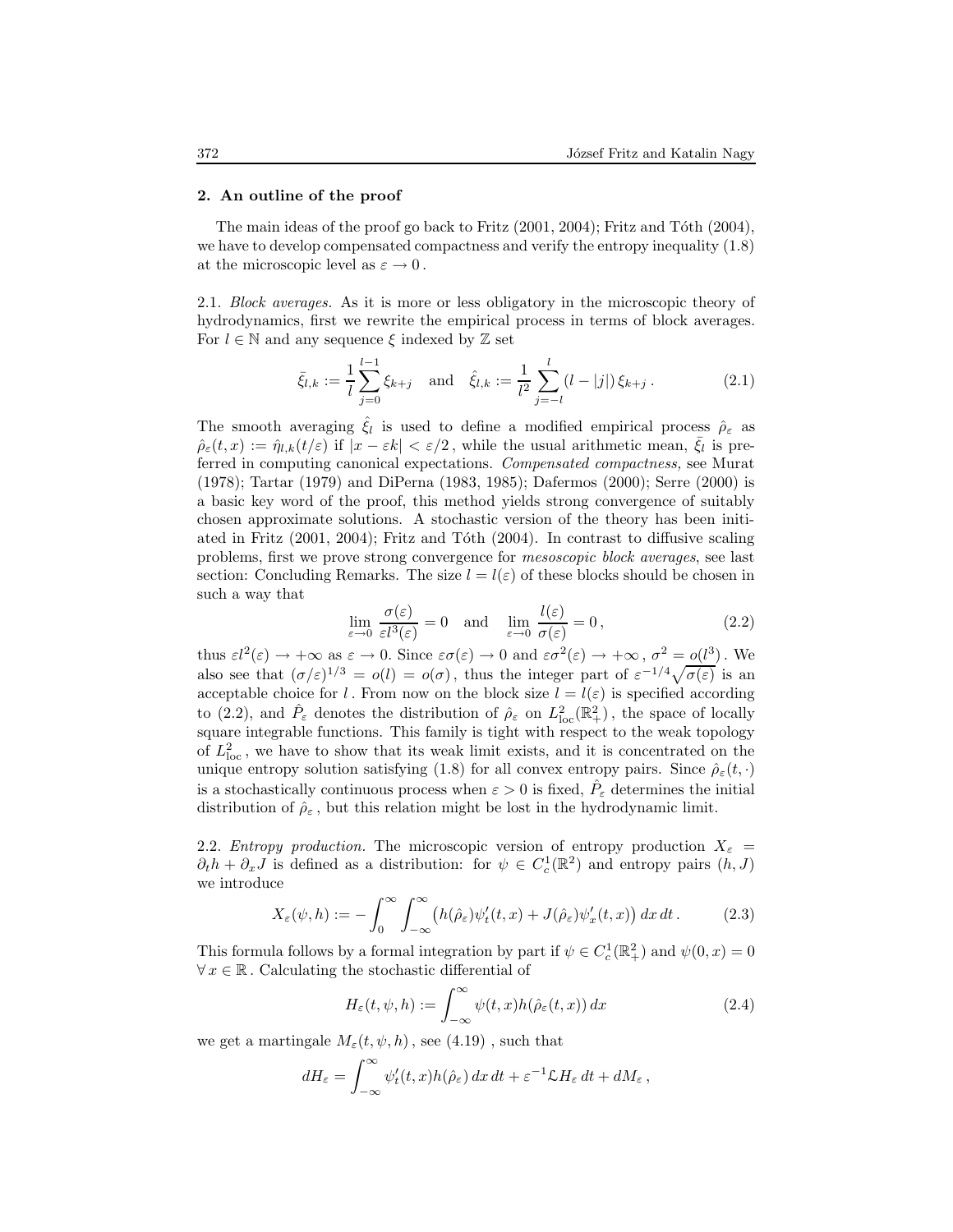## 2. An outline of the proof

The main ideas of the proof go back to Fritz (2001, 2004); Fritz and Tóth (2004), we have to develop compensated compactness and verify the entropy inequality (1.8) at the microscopic level as $\varepsilon \to 0$.

2.1. *Block averages.* As it is more or less obligatory in the microscopic theory of hydrodynamics, first we rewrite the empirical process in terms of block averages. For $l \in \mathbb{N}$ and any sequence $\xi$ indexed by $\mathbb{Z}$ set

$$\bar{\xi}_{l,k} := \frac{1}{l}\sum_{j=0}^{l-1} \xi_{k+j} \quad \text{and} \quad \hat{\xi}_{l,k} := \frac{1}{l^2}\sum_{j=-l}^{l} (l - |j|)\, \xi_{k+j}\,. \tag{2.1}$$

The smooth averaging $\hat{\xi}_l$ is used to define a modified empirical process $\hat{\rho}_\varepsilon$ as $\hat{\rho}_\varepsilon(t,x) := \hat{\eta}_{l,k}(t/\varepsilon)$ if $|x - \varepsilon k| < \varepsilon/2$, while the usual arithmetic mean, $\bar{\xi}_l$ is preferred in computing canonical expectations. *Compensated compactness,* see Murat (1978); Tartar (1979) and DiPerna (1983, 1985); Dafermos (2000); Serre (2000) is a basic key word of the proof, this method yields strong convergence of suitably chosen approximate solutions. A stochastic version of the theory has been initiated in Fritz (2001, 2004); Fritz and Tóth (2004). In contrast to diffusive scaling problems, first we prove strong convergence for *mesoscopic block averages*, see last section: Concluding Remarks. The size $l = l(\varepsilon)$ of these blocks should be chosen in such a way that

$$\lim_{\varepsilon \to 0} \frac{\sigma(\varepsilon)}{\varepsilon l^3(\varepsilon)} = 0 \quad \text{and} \quad \lim_{\varepsilon \to 0} \frac{l(\varepsilon)}{\sigma(\varepsilon)} = 0\,, \tag{2.2}$$

thus $\varepsilon l^2(\varepsilon) \to +\infty$ as $\varepsilon \to 0$. Since $\varepsilon\sigma(\varepsilon) \to 0$ and $\varepsilon\sigma^2(\varepsilon) \to +\infty$, $\sigma^2 = o(l^3)$. We also see that $(\sigma/\varepsilon)^{1/3} = o(l) = o(\sigma)$, thus the integer part of $\varepsilon^{-1/4}\sqrt{\sigma(\varepsilon)}$ is an acceptable choice for $l$. From now on the block size $l = l(\varepsilon)$ is specified according to (2.2), and $\hat{P}_\varepsilon$ denotes the distribution of $\hat{\rho}_\varepsilon$ on $L^2_{\text{loc}}(\mathbb{R}^2_+)$, the space of locally square integrable functions. This family is tight with respect to the weak topology of $L^2_{\text{loc}}$, we have to show that its weak limit exists, and it is concentrated on the unique entropy solution satisfying (1.8) for all convex entropy pairs. Since $\hat{\rho}_\varepsilon(t,\cdot)$ is a stochastically continuous process when $\varepsilon > 0$ is fixed, $\hat{P}_\varepsilon$ determines the initial distribution of $\hat{\rho}_\varepsilon$, but this relation might be lost in the hydrodynamic limit.

2.2. *Entropy production.* The microscopic version of entropy production $X_\varepsilon = \partial_t h + \partial_x J$ is defined as a distribution: for $\psi \in C^1_c(\mathbb{R}^2)$ and entropy pairs $(h, J)$ we introduce

$$X_\varepsilon(\psi, h) := -\int_0^\infty \int_{-\infty}^\infty \big(h(\hat{\rho}_\varepsilon)\psi'_t(t,x) + J(\hat{\rho}_\varepsilon)\psi'_x(t,x)\big)\, dx\, dt\,. \tag{2.3}$$

This formula follows by a formal integration by part if $\psi \in C^1_c(\mathbb{R}^2_+)$ and $\psi(0,x) = 0$ $\forall\, x \in \mathbb{R}$. Calculating the stochastic differential of

$$H_\varepsilon(t, \psi, h) := \int_{-\infty}^\infty \psi(t,x) h(\hat{\rho}_\varepsilon(t,x))\, dx \tag{2.4}$$

we get a martingale $M_\varepsilon(t, \psi, h)$, see (4.19), such that

$$dH_\varepsilon = \int_{-\infty}^\infty \psi'_t(t,x) h(\hat{\rho}_\varepsilon)\, dx\, dt + \varepsilon^{-1}\mathcal{L} H_\varepsilon\, dt + dM_\varepsilon\,,$$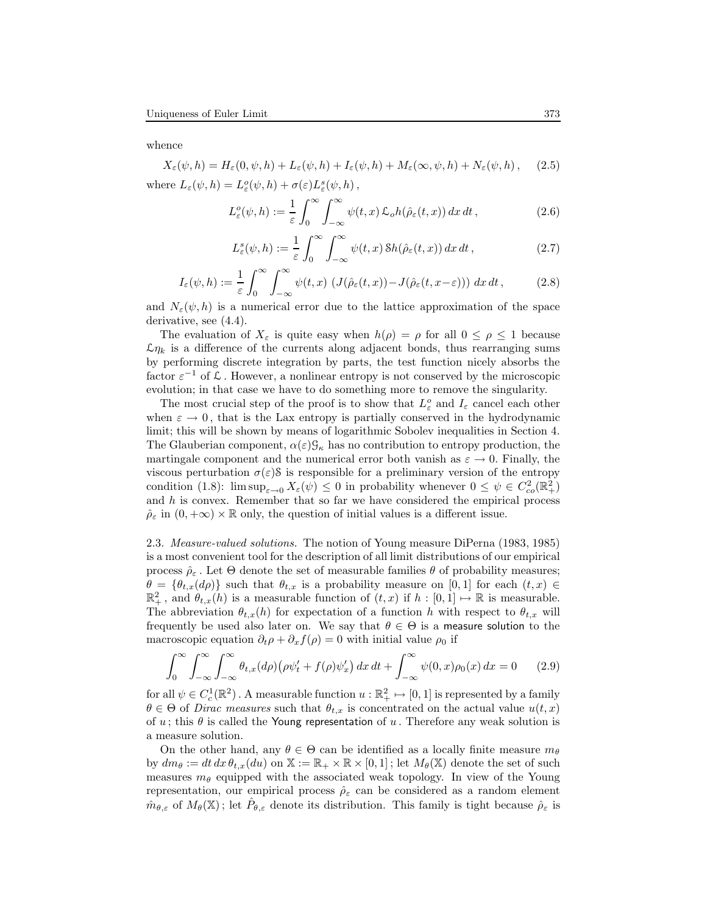whence

$$X_\varepsilon(\psi,h) = H_\varepsilon(0,\psi,h) + L_\varepsilon(\psi,h) + I_\varepsilon(\psi,h) + M_\varepsilon(\infty,\psi,h) + N_\varepsilon(\psi,h)\,, \qquad (2.5)$$

where $L_\varepsilon(\psi,h) = L^o_\varepsilon(\psi,h) + \sigma(\varepsilon) L^s_\varepsilon(\psi,h)$,

$$L^o_\varepsilon(\psi,h) := \frac{1}{\varepsilon}\int_0^\infty \int_{-\infty}^\infty \psi(t,x)\,\mathcal{L}_o h(\hat\rho_\varepsilon(t,x))\,dx\,dt\,, \qquad (2.6)$$

$$L^s_\varepsilon(\psi,h) := \frac{1}{\varepsilon}\int_0^\infty \int_{-\infty}^\infty \psi(t,x)\,\mathcal{S} h(\hat\rho_\varepsilon(t,x))\,dx\,dt\,, \qquad (2.7)$$

$$I_\varepsilon(\psi,h) := \frac{1}{\varepsilon}\int_0^\infty \int_{-\infty}^\infty \psi(t,x)\,\left(J(\hat\rho_\varepsilon(t,x)) - J(\hat\rho_\varepsilon(t,x-\varepsilon))\right)\,dx\,dt\,, \qquad (2.8)$$

and $N_\varepsilon(\psi,h)$ is a numerical error due to the lattice approximation of the space derivative, see (4.4).

The evaluation of $X_\varepsilon$ is quite easy when $h(\rho) = \rho$ for all $0 \le \rho \le 1$ because $\mathcal{L}\eta_k$ is a difference of the currents along adjacent bonds, thus rearranging sums by performing discrete integration by parts, the test function nicely absorbs the factor $\varepsilon^{-1}$ of $\mathcal{L}$. However, a nonlinear entropy is not conserved by the microscopic evolution; in that case we have to do something more to remove the singularity.

The most crucial step of the proof is to show that $L^o_\varepsilon$ and $I_\varepsilon$ cancel each other when $\varepsilon \to 0$, that is the Lax entropy is partially conserved in the hydrodynamic limit; this will be shown by means of logarithmic Sobolev inequalities in Section 4. The Glauberian component, $\alpha(\varepsilon)\mathcal{G}_\kappa$ has no contribution to entropy production, the martingale component and the numerical error both vanish as $\varepsilon \to 0$. Finally, the viscous perturbation $\sigma(\varepsilon)\mathcal{S}$ is responsible for a preliminary version of the entropy condition (1.8): $\limsup_{\varepsilon\to 0} X_\varepsilon(\psi) \le 0$ in probability whenever $0 \le \psi \in C^2_{co}(\mathbb{R}^2_+)$ and $h$ is convex. Remember that so far we have considered the empirical process $\hat\rho_\varepsilon$ in $(0,+\infty)\times\mathbb{R}$ only, the question of initial values is a different issue.

2.3. *Measure-valued solutions.* The notion of Young measure DiPerna (1983, 1985) is a most convenient tool for the description of all limit distributions of our empirical process $\hat\rho_\varepsilon$. Let $\Theta$ denote the set of measurable families $\theta$ of probability measures; $\theta = \{\theta_{t,x}(d\rho)\}$ such that $\theta_{t,x}$ is a probability measure on $[0,1]$ for each $(t,x) \in \mathbb{R}^2_+$, and $\theta_{t,x}(h)$ is a measurable function of $(t,x)$ if $h : [0,1] \mapsto \mathbb{R}$ is measurable. The abbreviation $\theta_{t,x}(h)$ for expectation of a function $h$ with respect to $\theta_{t,x}$ will frequently be used also later on. We say that $\theta \in \Theta$ is a measure solution to the macroscopic equation $\partial_t\rho + \partial_x f(\rho) = 0$ with initial value $\rho_0$ if

$$\int_0^\infty \int_{-\infty}^\infty \int_{-\infty}^\infty \theta_{t,x}(d\rho)\big(\rho\psi'_t + f(\rho)\psi'_x\big)\,dx\,dt + \int_{-\infty}^\infty \psi(0,x)\rho_0(x)\,dx = 0 \qquad (2.9)$$

for all $\psi \in C^1_c(\mathbb{R}^2)$. A measurable function $u : \mathbb{R}^2_+ \mapsto [0,1]$ is represented by a family $\theta \in \Theta$ of *Dirac measures* such that $\theta_{t,x}$ is concentrated on the actual value $u(t,x)$ of $u$; this $\theta$ is called the Young representation of $u$. Therefore any weak solution is a measure solution.

On the other hand, any $\theta \in \Theta$ can be identified as a locally finite measure $m_\theta$ by $dm_\theta := dt\,dx\,\theta_{t,x}(du)$ on $\mathbb{X} := \mathbb{R}_+ \times \mathbb{R} \times [0,1]$; let $M_\theta(\mathbb{X})$ denote the set of such measures $m_\theta$ equipped with the associated weak topology. In view of the Young representation, our empirical process $\hat\rho_\varepsilon$ can be considered as a random element $\hat m_{\theta,\varepsilon}$ of $M_\theta(\mathbb{X})$; let $\hat P_{\theta,\varepsilon}$ denote its distribution. This family is tight because $\hat\rho_\varepsilon$ is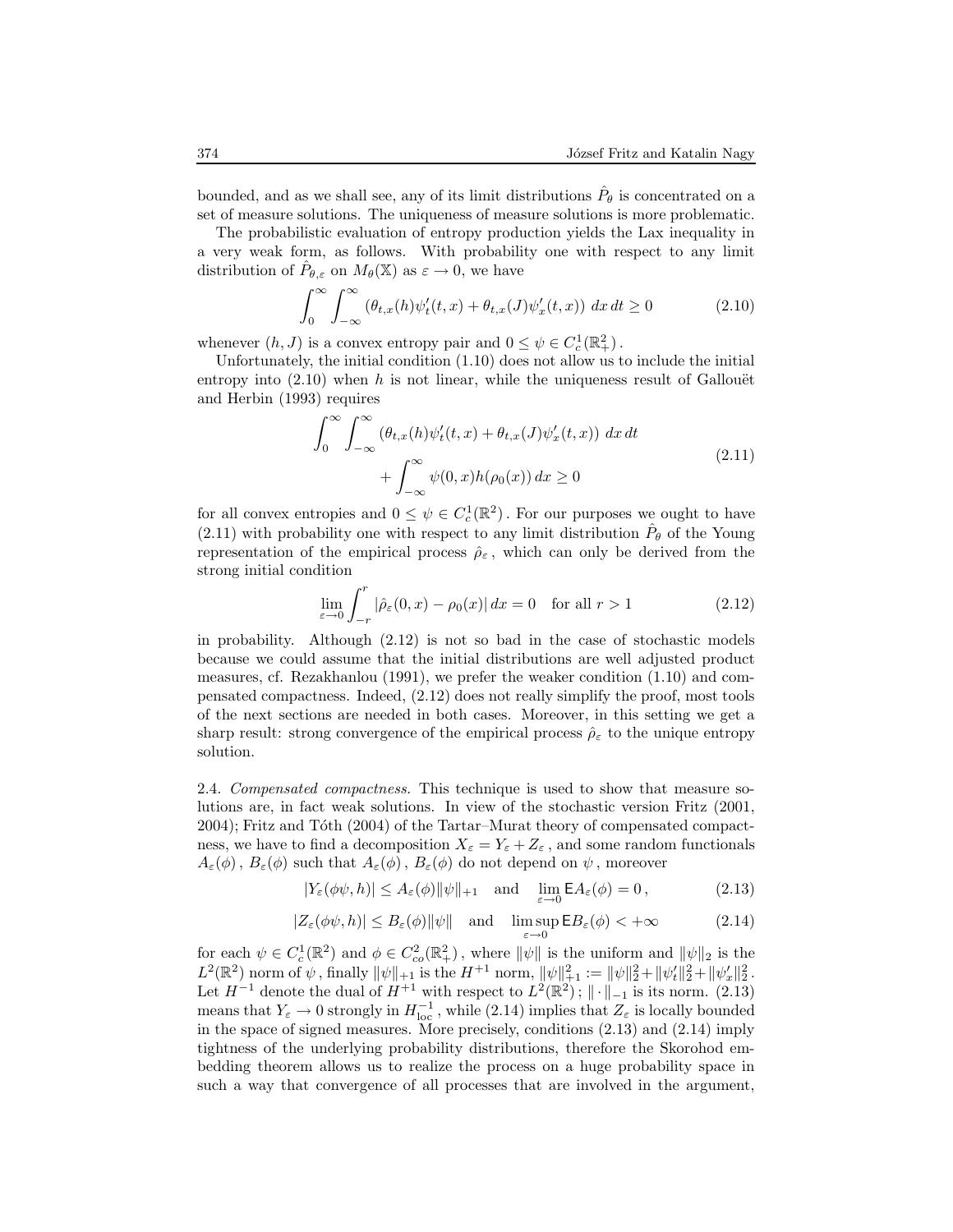bounded, and as we shall see, any of its limit distributions $\hat{P}_\theta$ is concentrated on a set of measure solutions. The uniqueness of measure solutions is more problematic.

The probabilistic evaluation of entropy production yields the Lax inequality in a very weak form, as follows. With probability one with respect to any limit distribution of $\hat{P}_{\theta,\varepsilon}$ on $M_\theta(\mathbb{X})$ as $\varepsilon \to 0$, we have

$$\int_0^\infty \int_{-\infty}^\infty \left(\theta_{t,x}(h)\psi_t'(t,x) + \theta_{t,x}(J)\psi_x'(t,x)\right) \, dx \, dt \geq 0 \tag{2.10}$$

whenever $(h, J)$ is a convex entropy pair and $0 \leq \psi \in C_c^1(\mathbb{R}_+^2)$.

Unfortunately, the initial condition (1.10) does not allow us to include the initial entropy into (2.10) when $h$ is not linear, while the uniqueness result of Gallouët and Herbin (1993) requires

$$\begin{aligned}\int_0^\infty \int_{-\infty}^\infty \left(\theta_{t,x}(h)\psi_t'(t,x) + \theta_{t,x}(J)\psi_x'(t,x)\right) \, dx \, dt \\ + \int_{-\infty}^\infty \psi(0,x) h(\rho_0(x)) \, dx \geq 0\end{aligned} \tag{2.11}$$

for all convex entropies and $0 \leq \psi \in C_c^1(\mathbb{R}^2)$. For our purposes we ought to have (2.11) with probability one with respect to any limit distribution $\hat{P}_\theta$ of the Young representation of the empirical process $\hat{\rho}_\varepsilon$, which can only be derived from the strong initial condition

$$\lim_{\varepsilon \to 0} \int_{-r}^r |\hat{\rho}_\varepsilon(0,x) - \rho_0(x)| \, dx = 0 \quad \text{for all } r > 1 \tag{2.12}$$

in probability. Although (2.12) is not so bad in the case of stochastic models because we could assume that the initial distributions are well adjusted product measures, cf. Rezakhanlou (1991), we prefer the weaker condition (1.10) and compensated compactness. Indeed, (2.12) does not really simplify the proof, most tools of the next sections are needed in both cases. Moreover, in this setting we get a sharp result: strong convergence of the empirical process $\hat{\rho}_\varepsilon$ to the unique entropy solution.

2.4. *Compensated compactness.* This technique is used to show that measure solutions are, in fact weak solutions. In view of the stochastic version Fritz (2001, 2004); Fritz and Tóth (2004) of the Tartar–Murat theory of compensated compactness, we have to find a decomposition $X_\varepsilon = Y_\varepsilon + Z_\varepsilon$, and some random functionals $A_\varepsilon(\phi)$, $B_\varepsilon(\phi)$ such that $A_\varepsilon(\phi)$, $B_\varepsilon(\phi)$ do not depend on $\psi$, moreover

$$|Y_\varepsilon(\phi\psi, h)| \leq A_\varepsilon(\phi)\|\psi\|_{+1} \quad \text{and} \quad \lim_{\varepsilon \to 0} \mathsf{E} A_\varepsilon(\phi) = 0, \tag{2.13}$$

$$|Z_\varepsilon(\phi\psi, h)| \leq B_\varepsilon(\phi)\|\psi\| \quad \text{and} \quad \limsup_{\varepsilon \to 0} \mathsf{E} B_\varepsilon(\phi) < +\infty \tag{2.14}$$

for each $\psi \in C_c^1(\mathbb{R}^2)$ and $\phi \in C_{co}^2(\mathbb{R}_+^2)$, where $\|\psi\|$ is the uniform and $\|\psi\|_2$ is the $L^2(\mathbb{R}^2)$ norm of $\psi$, finally $\|\psi\|_{+1}$ is the $H^{+1}$ norm, $\|\psi\|_{+1}^2 := \|\psi\|_2^2 + \|\psi_t'\|_2^2 + \|\psi_x'\|_2^2$. Let $H^{-1}$ denote the dual of $H^{+1}$ with respect to $L^2(\mathbb{R}^2)$; $\|\cdot\|_{-1}$ is its norm. (2.13) means that $Y_\varepsilon \to 0$ strongly in $H_{\text{loc}}^{-1}$, while (2.14) implies that $Z_\varepsilon$ is locally bounded in the space of signed measures. More precisely, conditions (2.13) and (2.14) imply tightness of the underlying probability distributions, therefore the Skorohod embedding theorem allows us to realize the process on a huge probability space in such a way that convergence of all processes that are involved in the argument,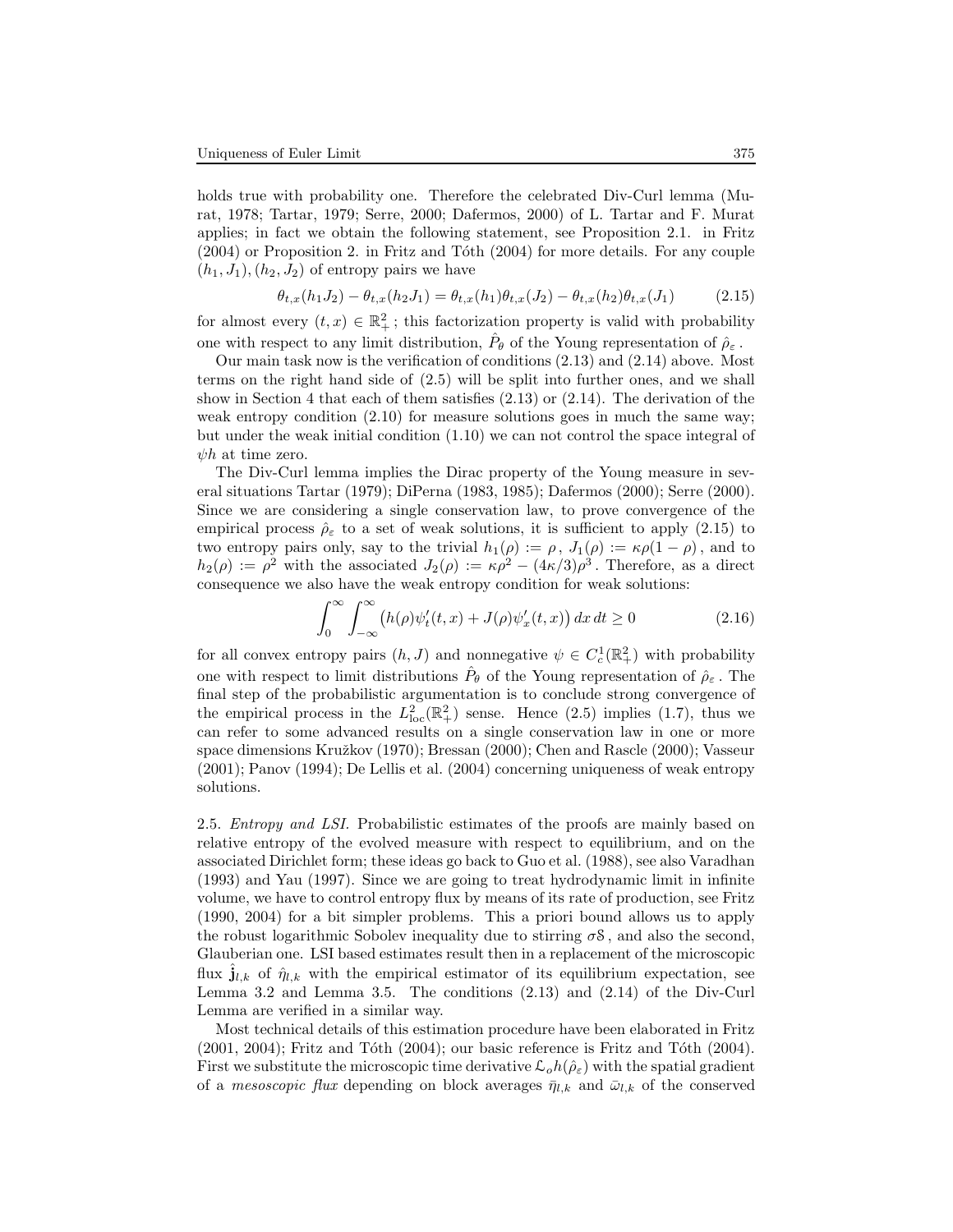holds true with probability one. Therefore the celebrated Div-Curl lemma (Murat, 1978; Tartar, 1979; Serre, 2000; Dafermos, 2000) of L. Tartar and F. Murat applies; in fact we obtain the following statement, see Proposition 2.1. in Fritz (2004) or Proposition 2. in Fritz and Tóth (2004) for more details. For any couple $(h_1, J_1), (h_2, J_2)$ of entropy pairs we have

$$\theta_{t,x}(h_1 J_2) - \theta_{t,x}(h_2 J_1) = \theta_{t,x}(h_1)\theta_{t,x}(J_2) - \theta_{t,x}(h_2)\theta_{t,x}(J_1) \tag{2.15}$$

for almost every $(t, x) \in \mathbb{R}_+^2$ ; this factorization property is valid with probability one with respect to any limit distribution, $\hat{P}_\theta$ of the Young representation of $\hat{\rho}_\varepsilon$ .

Our main task now is the verification of conditions (2.13) and (2.14) above. Most terms on the right hand side of (2.5) will be split into further ones, and we shall show in Section 4 that each of them satisfies (2.13) or (2.14). The derivation of the weak entropy condition (2.10) for measure solutions goes in much the same way; but under the weak initial condition (1.10) we can not control the space integral of $\psi h$ at time zero.

The Div-Curl lemma implies the Dirac property of the Young measure in several situations Tartar (1979); DiPerna (1983, 1985); Dafermos (2000); Serre (2000). Since we are considering a single conservation law, to prove convergence of the empirical process $\hat{\rho}_\varepsilon$ to a set of weak solutions, it is sufficient to apply (2.15) to two entropy pairs only, say to the trivial $h_1(\rho) := \rho$ , $J_1(\rho) := \kappa\rho(1-\rho)$ , and to $h_2(\rho) := \rho^2$ with the associated $J_2(\rho) := \kappa\rho^2 - (4\kappa/3)\rho^3$ . Therefore, as a direct consequence we also have the weak entropy condition for weak solutions:

$$\int_0^\infty \int_{-\infty}^\infty \big(h(\rho)\psi_t'(t,x) + J(\rho)\psi_x'(t,x)\big)\, dx\, dt \geq 0 \tag{2.16}$$

for all convex entropy pairs $(h, J)$ and nonnegative $\psi \in C_c^1(\mathbb{R}_+^2)$ with probability one with respect to limit distributions $\hat{P}_\theta$ of the Young representation of $\hat{\rho}_\varepsilon$ . The final step of the probabilistic argumentation is to conclude strong convergence of the empirical process in the $L^2_{\mathrm{loc}}(\mathbb{R}_+^2)$ sense. Hence (2.5) implies (1.7), thus we can refer to some advanced results on a single conservation law in one or more space dimensions Kružkov (1970); Bressan (2000); Chen and Rascle (2000); Vasseur (2001); Panov (1994); De Lellis et al. (2004) concerning uniqueness of weak entropy solutions.

2.5. *Entropy and LSI.* Probabilistic estimates of the proofs are mainly based on relative entropy of the evolved measure with respect to equilibrium, and on the associated Dirichlet form; these ideas go back to Guo et al. (1988), see also Varadhan (1993) and Yau (1997). Since we are going to treat hydrodynamic limit in infinite volume, we have to control entropy flux by means of its rate of production, see Fritz (1990, 2004) for a bit simpler problems. This a priori bound allows us to apply the robust logarithmic Sobolev inequality due to stirring $\sigma\mathcal{S}$ , and also the second, Glauberian one. LSI based estimates result then in a replacement of the microscopic flux $\hat{\mathbf{j}}_{l,k}$ of $\hat{\eta}_{l,k}$ with the empirical estimator of its equilibrium expectation, see Lemma 3.2 and Lemma 3.5. The conditions (2.13) and (2.14) of the Div-Curl Lemma are verified in a similar way.

Most technical details of this estimation procedure have been elaborated in Fritz (2001, 2004); Fritz and Tóth (2004); our basic reference is Fritz and Tóth (2004). First we substitute the microscopic time derivative $\mathcal{L}_o h(\hat{\rho}_\varepsilon)$ with the spatial gradient of a *mesoscopic flux* depending on block averages $\bar{\eta}_{l,k}$ and $\bar{\omega}_{l,k}$ of the conserved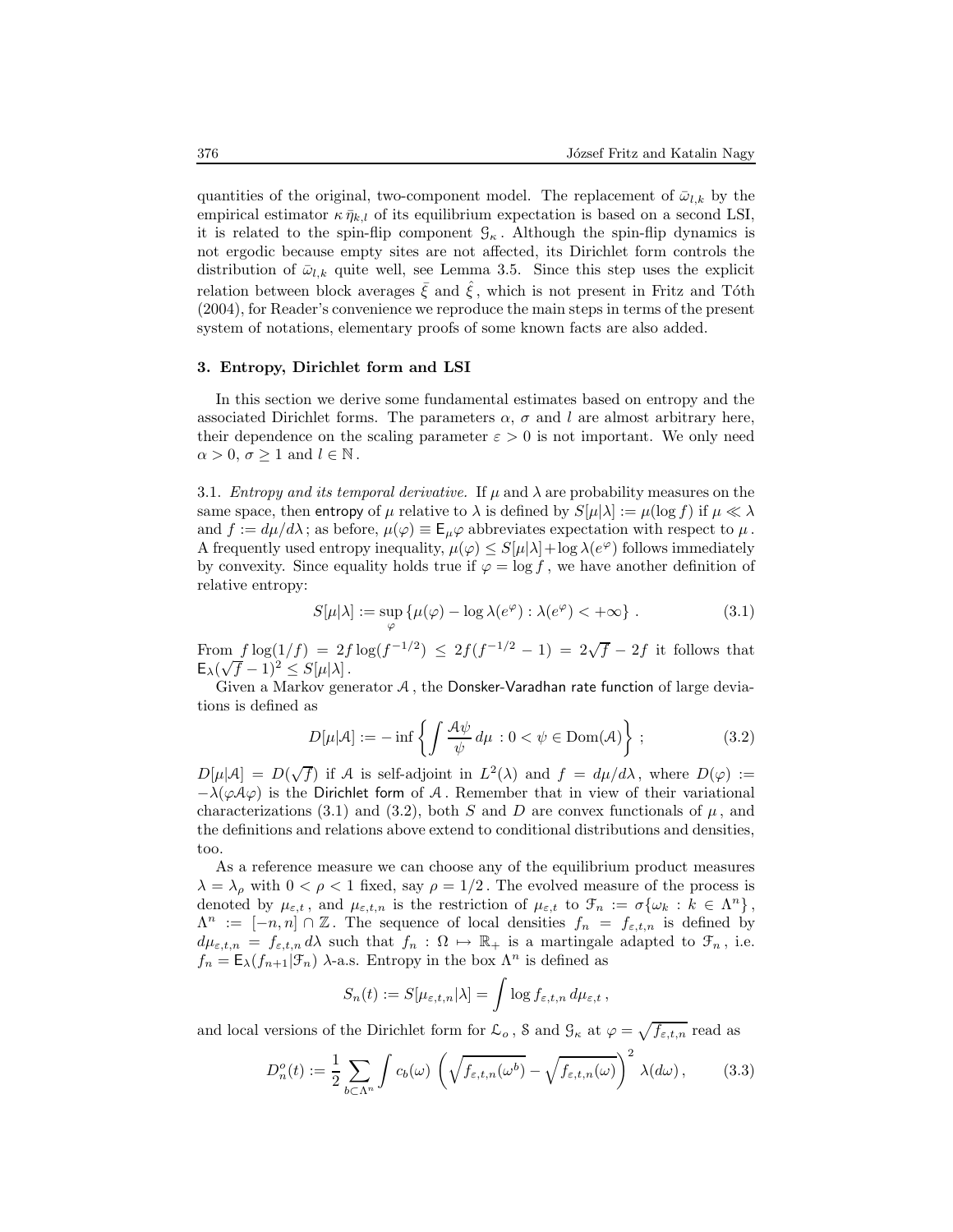quantities of the original, two-component model. The replacement of $\bar{\omega}_{l,k}$ by the empirical estimator $\kappa\,\bar{\eta}_{k,l}$ of its equilibrium expectation is based on a second LSI, it is related to the spin-flip component $\mathcal{G}_\kappa$. Although the spin-flip dynamics is not ergodic because empty sites are not affected, its Dirichlet form controls the distribution of $\bar{\omega}_{l,k}$ quite well, see Lemma 3.5. Since this step uses the explicit relation between block averages $\bar{\xi}$ and $\hat{\xi}$, which is not present in Fritz and Tóth (2004), for Reader's convenience we reproduce the main steps in terms of the present system of notations, elementary proofs of some known facts are also added.

## 3. Entropy, Dirichlet form and LSI

In this section we derive some fundamental estimates based on entropy and the associated Dirichlet forms. The parameters $\alpha$, $\sigma$ and $l$ are almost arbitrary here, their dependence on the scaling parameter $\varepsilon > 0$ is not important. We only need $\alpha > 0$, $\sigma \geq 1$ and $l \in \mathbb{N}$.

3.1. *Entropy and its temporal derivative.* If $\mu$ and $\lambda$ are probability measures on the same space, then entropy of $\mu$ relative to $\lambda$ is defined by $S[\mu|\lambda] := \mu(\log f)$ if $\mu \ll \lambda$ and $f := d\mu/d\lambda$; as before, $\mu(\varphi) \equiv \mathsf{E}_\mu\varphi$ abbreviates expectation with respect to $\mu$. A frequently used entropy inequality, $\mu(\varphi) \leq S[\mu|\lambda] + \log\lambda(e^\varphi)$ follows immediately by convexity. Since equality holds true if $\varphi = \log f$, we have another definition of relative entropy:

$$S[\mu|\lambda] := \sup_\varphi \left\{\mu(\varphi) - \log\lambda(e^\varphi) : \lambda(e^\varphi) < +\infty\right\}. \tag{3.1}$$

From $f\log(1/f) = 2f\log(f^{-1/2}) \leq 2f(f^{-1/2} - 1) = 2\sqrt{f} - 2f$ it follows that $\mathsf{E}_\lambda(\sqrt{f} - 1)^2 \leq S[\mu|\lambda]$.

Given a Markov generator $\mathcal{A}$, the Donsker-Varadhan rate function of large deviations is defined as

$$D[\mu|\mathcal{A}] := -\inf\left\{\int \frac{\mathcal{A}\psi}{\psi}\,d\mu \,:\, 0 < \psi \in \mathrm{Dom}(\mathcal{A})\right\}; \tag{3.2}$$

$D[\mu|\mathcal{A}] = D(\sqrt{f})$ if $\mathcal{A}$ is self-adjoint in $L^2(\lambda)$ and $f = d\mu/d\lambda$, where $D(\varphi) := -\lambda(\varphi\mathcal{A}\varphi)$ is the Dirichlet form of $\mathcal{A}$. Remember that in view of their variational characterizations (3.1) and (3.2), both $S$ and $D$ are convex functionals of $\mu$, and the definitions and relations above extend to conditional distributions and densities, too.

As a reference measure we can choose any of the equilibrium product measures $\lambda = \lambda_\rho$ with $0 < \rho < 1$ fixed, say $\rho = 1/2$. The evolved measure of the process is denoted by $\mu_{\varepsilon,t}$, and $\mu_{\varepsilon,t,n}$ is the restriction of $\mu_{\varepsilon,t}$ to $\mathcal{F}_n := \sigma\{\omega_k : k \in \Lambda^n\}$, $\Lambda^n := [-n,n] \cap \mathbb{Z}$. The sequence of local densities $f_n = f_{\varepsilon,t,n}$ is defined by $d\mu_{\varepsilon,t,n} = f_{\varepsilon,t,n}\,d\lambda$ such that $f_n : \Omega \mapsto \mathbb{R}_+$ is a martingale adapted to $\mathcal{F}_n$, i.e. $f_n = \mathsf{E}_\lambda(f_{n+1}|\mathcal{F}_n)$ $\lambda$-a.s. Entropy in the box $\Lambda^n$ is defined as

$$S_n(t) := S[\mu_{\varepsilon,t,n}|\lambda] = \int \log f_{\varepsilon,t,n}\,d\mu_{\varepsilon,t},$$

and local versions of the Dirichlet form for $\mathcal{L}_o$, $\mathcal{S}$ and $\mathcal{G}_\kappa$ at $\varphi = \sqrt{f_{\varepsilon,t,n}}$ read as

$$D_n^o(t) := \frac{1}{2}\sum_{b\subset\Lambda^n}\int c_b(\omega)\left(\sqrt{f_{\varepsilon,t,n}(\omega^b)} - \sqrt{f_{\varepsilon,t,n}(\omega)}\right)^2\lambda(d\omega), \tag{3.3}$$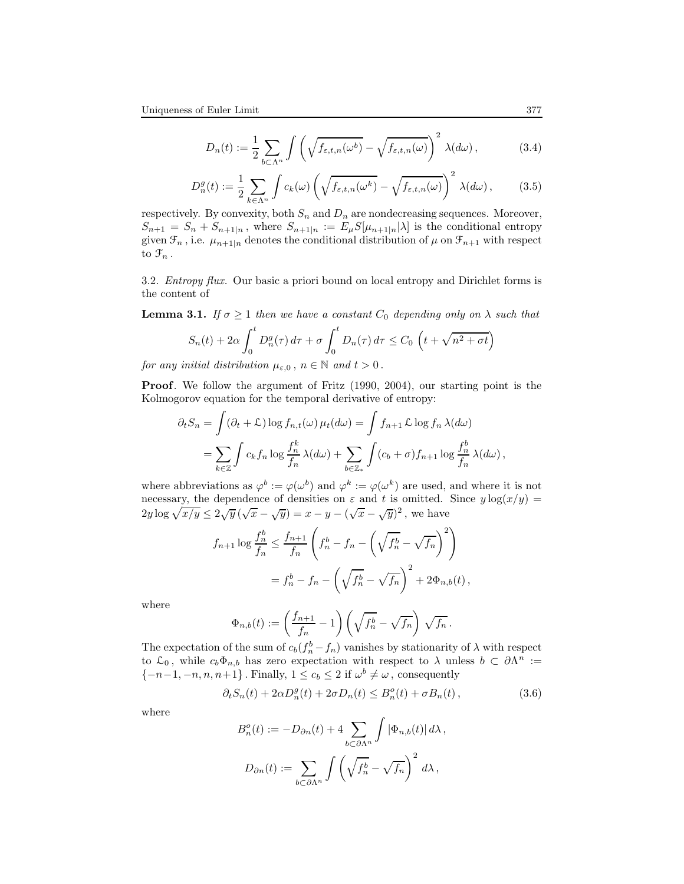$$D_n(t) := \frac{1}{2} \sum_{b \subset \Lambda^n} \int \left( \sqrt{f_{\varepsilon,t,n}(\omega^b)} - \sqrt{f_{\varepsilon,t,n}(\omega)} \right)^2 \lambda(d\omega)\,, \tag{3.4}$$

$$D_n^g(t) := \frac{1}{2} \sum_{k \in \Lambda^n} \int c_k(\omega) \left( \sqrt{f_{\varepsilon,t,n}(\omega^k)} - \sqrt{f_{\varepsilon,t,n}(\omega)} \right)^2 \lambda(d\omega)\,, \tag{3.5}$$

respectively. By convexity, both $S_n$ and $D_n$ are nondecreasing sequences. Moreover, $S_{n+1} = S_n + S_{n+1|n}$, where $S_{n+1|n} := E_\mu S[\mu_{n+1|n}|\lambda]$ is the conditional entropy given $\mathcal{F}_n$, i.e. $\mu_{n+1|n}$ denotes the conditional distribution of $\mu$ on $\mathcal{F}_{n+1}$ with respect to $\mathcal{F}_n$.

3.2. *Entropy flux.* Our basic a priori bound on local entropy and Dirichlet forms is the content of

**Lemma 3.1.** *If $\sigma \geq 1$ then we have a constant $C_0$ depending only on $\lambda$ such that*

$$S_n(t) + 2\alpha \int_0^t D_n^g(\tau)\, d\tau + \sigma \int_0^t D_n(\tau)\, d\tau \leq C_0 \left( t + \sqrt{n^2 + \sigma t} \right)$$

*for any initial distribution $\mu_{\varepsilon,0}$, $n \in \mathbb{N}$ and $t > 0$.*

**Proof**. We follow the argument of Fritz (1990, 2004), our starting point is the Kolmogorov equation for the temporal derivative of entropy:

$$\begin{aligned}
\partial_t S_n &= \int (\partial_t + \mathcal{L}) \log f_{n,t}(\omega)\, \mu_t(d\omega) = \int f_{n+1}\, \mathcal{L} \log f_n\, \lambda(d\omega) \\
&= \sum_{k \in \mathbb{Z}} \int c_k f_n \log \frac{f_n^k}{f_n}\, \lambda(d\omega) + \sum_{b \in \mathbb{Z}_*} \int (c_b + \sigma) f_{n+1} \log \frac{f_n^b}{f_n}\, \lambda(d\omega)\,,
\end{aligned}$$

where abbreviations as $\varphi^b := \varphi(\omega^b)$ and $\varphi^k := \varphi(\omega^k)$ are used, and where it is not necessary, the dependence of densities on $\varepsilon$ and $t$ is omitted. Since $y \log(x/y) = 2y \log \sqrt{x/y} \leq 2\sqrt{y}\,(\sqrt{x} - \sqrt{y}) = x - y - (\sqrt{x} - \sqrt{y})^2$, we have

$$\begin{aligned}
f_{n+1} \log \frac{f_n^b}{f_n} &\leq \frac{f_{n+1}}{f_n} \left( f_n^b - f_n - \left( \sqrt{f_n^b} - \sqrt{f_n} \right)^2 \right) \\
&= f_n^b - f_n - \left( \sqrt{f_n^b} - \sqrt{f_n} \right)^2 + 2\Phi_{n,b}(t)\,,
\end{aligned}$$

where

$$\Phi_{n,b}(t) := \left( \frac{f_{n+1}}{f_n} - 1 \right) \left( \sqrt{f_n^b} - \sqrt{f_n} \right) \sqrt{f_n}\,.$$

The expectation of the sum of $c_b(f_n^b - f_n)$ vanishes by stationarity of $\lambda$ with respect to $\mathcal{L}_0$, while $c_b \Phi_{n,b}$ has zero expectation with respect to $\lambda$ unless $b \subset \partial\Lambda^n := \{-n-1, -n, n, n+1\}$. Finally, $1 \leq c_b \leq 2$ if $\omega^b \neq \omega$, consequently

$$\partial_t S_n(t) + 2\alpha D_n^g(t) + 2\sigma D_n(t) \leq B_n^o(t) + \sigma B_n(t)\,, \tag{3.6}$$

where

$$B_n^o(t) := -D_{\partial n}(t) + 4 \sum_{b \subset \partial\Lambda^n} \int |\Phi_{n,b}(t)|\, d\lambda\,,$$

$$D_{\partial n}(t) := \sum_{b \subset \partial\Lambda^n} \int \left( \sqrt{f_n^b} - \sqrt{f_n} \right)^2 d\lambda\,,$$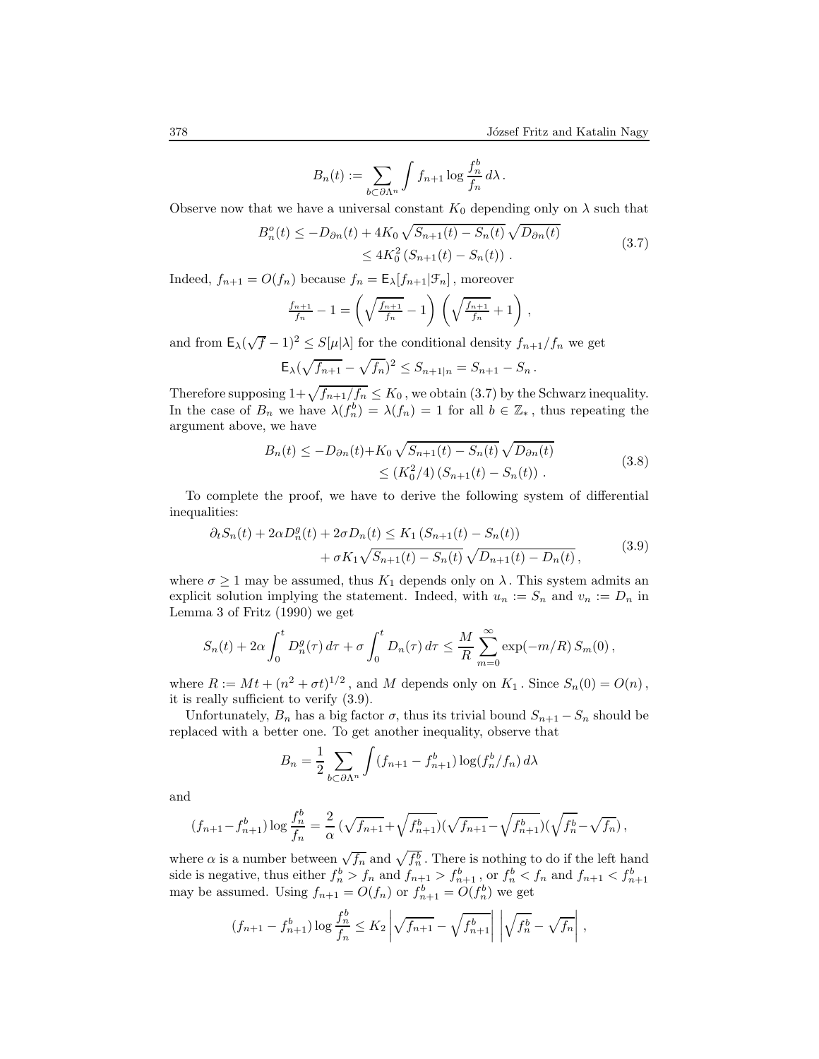$$B_n(t) := \sum_{b\subset\partial\Lambda^n} \int f_{n+1} \log \frac{f_n^b}{f_n}\, d\lambda \,.$$

Observe now that we have a universal constant $K_0$ depending only on $\lambda$ such that

$$\begin{aligned} B_n^o(t) &\le -D_{\partial n}(t) + 4K_0 \sqrt{S_{n+1}(t) - S_n(t)}\, \sqrt{D_{\partial n}(t)} \\ &\le 4K_0^2 \left(S_{n+1}(t) - S_n(t)\right) . \end{aligned} \tag{3.7}$$

Indeed, $f_{n+1} = O(f_n)$ because $f_n = \mathsf{E}_\lambda[f_{n+1}|\mathcal{F}_n]$, moreover

$$\tfrac{f_{n+1}}{f_n} - 1 = \left(\sqrt{\tfrac{f_{n+1}}{f_n}} - 1\right)\left(\sqrt{\tfrac{f_{n+1}}{f_n}} + 1\right),$$

and from $\mathsf{E}_\lambda(\sqrt{f} - 1)^2 \le S[\mu|\lambda]$ for the conditional density $f_{n+1}/f_n$ we get

$$\mathsf{E}_\lambda(\sqrt{f_{n+1}} - \sqrt{f_n})^2 \le S_{n+1|n} = S_{n+1} - S_n \,.$$

Therefore supposing $1+\sqrt{f_{n+1}/f_n} \le K_0$, we obtain (3.7) by the Schwarz inequality. In the case of $B_n$ we have $\lambda(f_n^b) = \lambda(f_n) = 1$ for all $b \in \mathbb{Z}_*$, thus repeating the argument above, we have

$$\begin{aligned} B_n(t) &\le -D_{\partial n}(t) + K_0 \sqrt{S_{n+1}(t) - S_n(t)}\, \sqrt{D_{\partial n}(t)} \\ &\le (K_0^2/4) \left(S_{n+1}(t) - S_n(t)\right) . \end{aligned} \tag{3.8}$$

To complete the proof, we have to derive the following system of differential inequalities:

$$\begin{aligned} \partial_t S_n(t) + 2\alpha D_n^g(t) + 2\sigma D_n(t) &\le K_1 \left(S_{n+1}(t) - S_n(t)\right) \\ &\quad + \sigma K_1 \sqrt{S_{n+1}(t) - S_n(t)}\, \sqrt{D_{n+1}(t) - D_n(t)}\,, \end{aligned} \tag{3.9}$$

where $\sigma \ge 1$ may be assumed, thus $K_1$ depends only on $\lambda$. This system admits an explicit solution implying the statement. Indeed, with $u_n := S_n$ and $v_n := D_n$ in Lemma 3 of Fritz (1990) we get

$$S_n(t) + 2\alpha \int_0^t D_n^g(\tau)\, d\tau + \sigma \int_0^t D_n(\tau)\, d\tau \le \frac{M}{R} \sum_{m=0}^{\infty} \exp(-m/R)\, S_m(0)\,,$$

where $R := Mt + (n^2 + \sigma t)^{1/2}$, and $M$ depends only on $K_1$. Since $S_n(0) = O(n)$, it is really sufficient to verify (3.9).

Unfortunately, $B_n$ has a big factor $\sigma$, thus its trivial bound $S_{n+1} - S_n$ should be replaced with a better one. To get another inequality, observe that

$$B_n = \frac{1}{2} \sum_{b\subset\partial\Lambda^n} \int (f_{n+1} - f_{n+1}^b) \log(f_n^b/f_n)\, d\lambda$$

and

$$(f_{n+1} - f_{n+1}^b) \log \frac{f_n^b}{f_n} = \frac{2}{\alpha} \left(\sqrt{f_{n+1}} + \sqrt{f_{n+1}^b}\right)\left(\sqrt{f_{n+1}} - \sqrt{f_{n+1}^b}\right)\left(\sqrt{f_n^b} - \sqrt{f_n}\right),$$

where $\alpha$ is a number between $\sqrt{f_n}$ and $\sqrt{f_n^b}$. There is nothing to do if the left hand side is negative, thus either $f_n^b > f_n$ and $f_{n+1} > f_{n+1}^b$, or $f_n^b < f_n$ and $f_{n+1} < f_{n+1}^b$ may be assumed. Using $f_{n+1} = O(f_n)$ or $f_{n+1}^b = O(f_n^b)$ we get

$$(f_{n+1} - f_{n+1}^b) \log \frac{f_n^b}{f_n} \le K_2 \left|\sqrt{f_{n+1}} - \sqrt{f_{n+1}^b}\right| \left|\sqrt{f_n^b} - \sqrt{f_n}\right| ,$$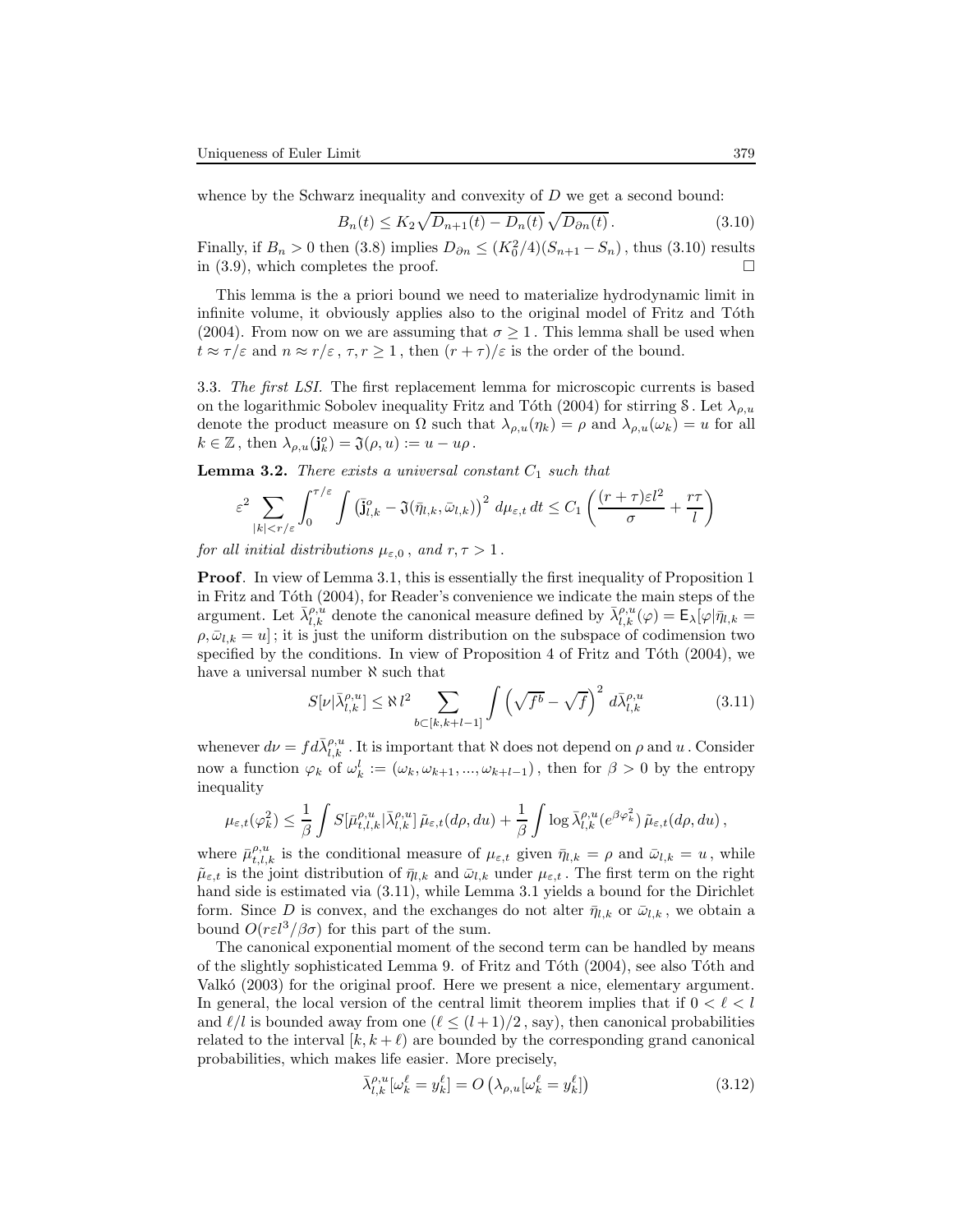whence by the Schwarz inequality and convexity of $D$ we get a second bound:

$$B_n(t) \leq K_2 \sqrt{D_{n+1}(t) - D_n(t)}\,\sqrt{D_{\partial n}(t)}\,. \tag{3.10}$$

Finally, if $B_n > 0$ then (3.8) implies $D_{\partial n} \leq (K_0^2/4)(S_{n+1} - S_n)$ , thus (3.10) results in (3.9), which completes the proof. □

This lemma is the a priori bound we need to materialize hydrodynamic limit in infinite volume, it obviously applies also to the original model of Fritz and Tóth (2004). From now on we are assuming that $\sigma \geq 1$ . This lemma shall be used when $t \approx \tau/\varepsilon$ and $n \approx r/\varepsilon$ , $\tau, r \geq 1$ , then $(r+\tau)/\varepsilon$ is the order of the bound.

3.3. *The first LSI.* The first replacement lemma for microscopic currents is based on the logarithmic Sobolev inequality Fritz and Tóth (2004) for stirring $\mathbb{S}$ . Let $\lambda_{\rho,u}$ denote the product measure on $\Omega$ such that $\lambda_{\rho,u}(\eta_k) = \rho$ and $\lambda_{\rho,u}(\omega_k) = u$ for all $k \in \mathbb{Z}$ , then $\lambda_{\rho,u}(\mathbf{j}_k^o) = \mathfrak{J}(\rho,u) := u - u\rho$ .

**Lemma 3.2.** *There exists a universal constant $C_1$ such that*

$$\varepsilon^2 \sum_{|k|<r/\varepsilon} \int_0^{\tau/\varepsilon} \int \left(\bar{\mathbf{j}}_{l,k}^o - \mathfrak{J}(\bar{\eta}_{l,k}, \bar{\omega}_{l,k})\right)^2 d\mu_{\varepsilon,t}\,dt \leq C_1 \left(\frac{(r+\tau)\varepsilon l^2}{\sigma} + \frac{r\tau}{l}\right)$$

*for all initial distributions $\mu_{\varepsilon,0}$ , and $r, \tau > 1$ .*

**Proof**. In view of Lemma 3.1, this is essentially the first inequality of Proposition 1 in Fritz and Tóth (2004), for Reader's convenience we indicate the main steps of the argument. Let $\bar{\lambda}_{l,k}^{\rho,u}$ denote the canonical measure defined by $\bar{\lambda}_{l,k}^{\rho,u}(\varphi) = \mathsf{E}_\lambda[\varphi|\bar{\eta}_{l,k} = \rho, \bar{\omega}_{l,k} = u]$ ; it is just the uniform distribution on the subspace of codimension two specified by the conditions. In view of Proposition 4 of Fritz and Tóth (2004), we have a universal number $\aleph$ such that

$$S[\nu|\bar{\lambda}_{l,k}^{\rho,u}] \leq \aleph\, l^2 \sum_{b\subset[k,k+l-1]} \int \left(\sqrt{f^b} - \sqrt{f}\right)^2 d\bar{\lambda}_{l,k}^{\rho,u} \tag{3.11}$$

whenever $d\nu = f d\bar{\lambda}_{l,k}^{\rho,u}$ . It is important that $\aleph$ does not depend on $\rho$ and $u$ . Consider now a function $\varphi_k$ of $\omega_k^l := (\omega_k, \omega_{k+1}, ..., \omega_{k+l-1})$ , then for $\beta > 0$ by the entropy inequality

$$\mu_{\varepsilon,t}(\varphi_k^2) \leq \frac{1}{\beta}\int S[\bar{\mu}_{t,l,k}^{\rho,u}|\bar{\lambda}_{l,k}^{\rho,u}]\,\tilde{\mu}_{\varepsilon,t}(d\rho,du) + \frac{1}{\beta}\int \log \bar{\lambda}_{l,k}^{\rho,u}(e^{\beta\varphi_k^2})\,\tilde{\mu}_{\varepsilon,t}(d\rho,du)\,,$$

where $\bar{\mu}_{t,l,k}^{\rho,u}$ is the conditional measure of $\mu_{\varepsilon,t}$ given $\bar{\eta}_{l,k} = \rho$ and $\bar{\omega}_{l,k} = u$ , while $\tilde{\mu}_{\varepsilon,t}$ is the joint distribution of $\bar{\eta}_{l,k}$ and $\bar{\omega}_{l,k}$ under $\mu_{\varepsilon,t}$ . The first term on the right hand side is estimated via (3.11), while Lemma 3.1 yields a bound for the Dirichlet form. Since $D$ is convex, and the exchanges do not alter $\bar{\eta}_{l,k}$ or $\bar{\omega}_{l,k}$ , we obtain a bound $O(r\varepsilon l^3/\beta\sigma)$ for this part of the sum.

The canonical exponential moment of the second term can be handled by means of the slightly sophisticated Lemma 9. of Fritz and Tóth (2004), see also Tóth and Valkó (2003) for the original proof. Here we present a nice, elementary argument. In general, the local version of the central limit theorem implies that if $0 < \ell < l$ and $\ell/l$ is bounded away from one ($\ell \leq (l+1)/2$ , say), then canonical probabilities related to the interval $[k, k+\ell)$ are bounded by the corresponding grand canonical probabilities, which makes life easier. More precisely,

$$\bar{\lambda}_{l,k}^{\rho,u}[\omega_k^\ell = y_k^\ell] = O\left(\lambda_{\rho,u}[\omega_k^\ell = y_k^\ell]\right) \tag{3.12}$$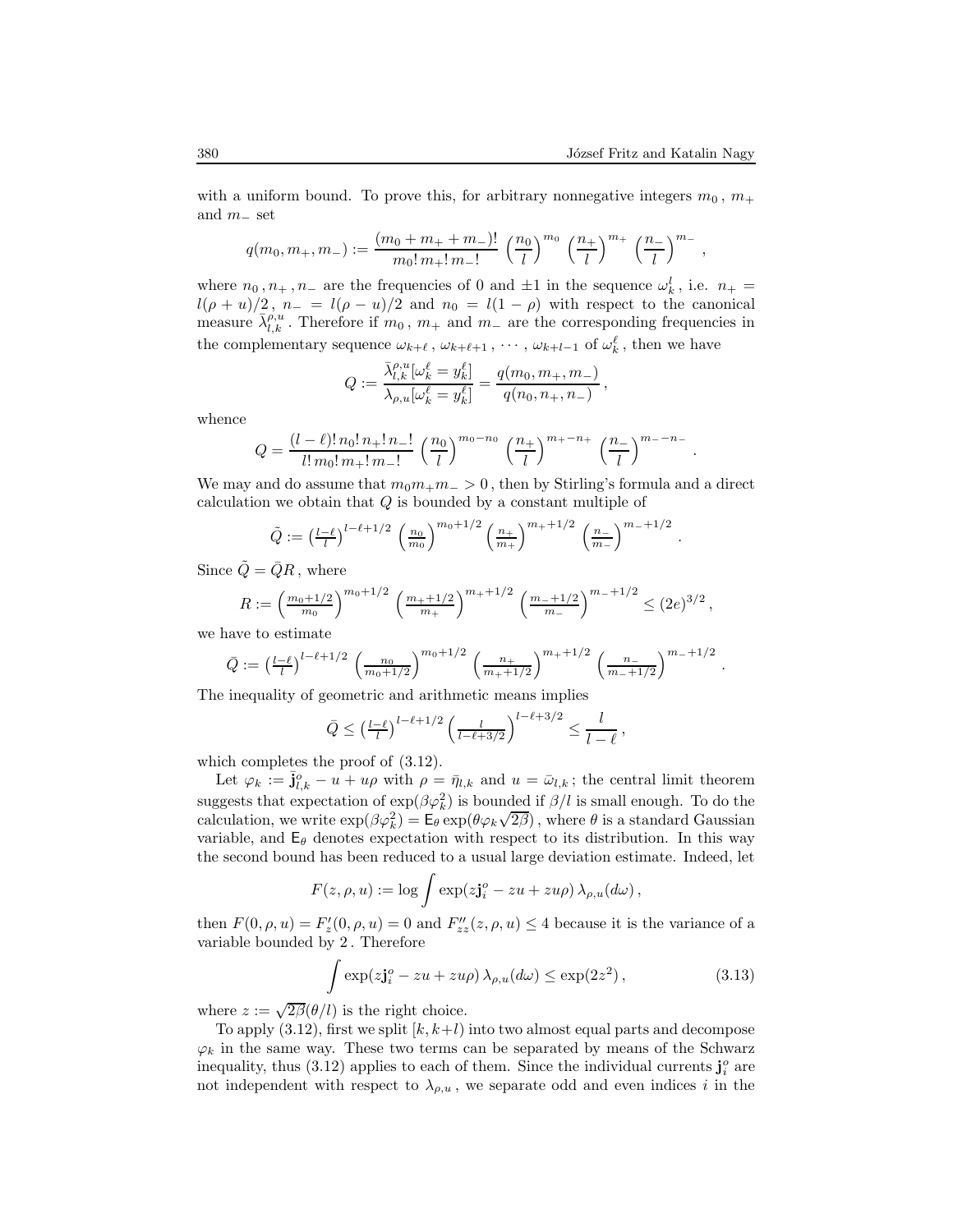with a uniform bound. To prove this, for arbitrary nonnegative integers $m_0$, $m_+$ and $m_-$ set

$$q(m_0,m_+,m_-) := \frac{(m_0+m_++m_-)!}{m_0!\,m_+!\,m_-!}\,\left(\frac{n_0}{l}\right)^{m_0}\,\left(\frac{n_+}{l}\right)^{m_+}\,\left(\frac{n_-}{l}\right)^{m_-},$$

where $n_0$, $n_+$, $n_-$ are the frequencies of 0 and $\pm 1$ in the sequence $\omega_k^l$, i.e. $n_+ = l(\rho+u)/2$, $n_- = l(\rho-u)/2$ and $n_0 = l(1-\rho)$ with respect to the canonical measure $\bar{\lambda}_{l,k}^{\rho,u}$. Therefore if $m_0$, $m_+$ and $m_-$ are the corresponding frequencies in the complementary sequence $\omega_{k+\ell}$, $\omega_{k+\ell+1}$, $\cdots$, $\omega_{k+l-1}$ of $\omega_k^\ell$, then we have

$$Q := \frac{\bar{\lambda}_{l,k}^{\rho,u}[\omega_k^\ell = y_k^\ell]}{\lambda_{\rho,u}[\omega_k^\ell = y_k^\ell]} = \frac{q(m_0,m_+,m_-)}{q(n_0,n_+,n_-)}\,,$$

whence

$$Q = \frac{(l-\ell)!\,n_0!\,n_+!\,n_-!}{l!\,m_0!\,m_+!\,m_-!}\,\left(\frac{n_0}{l}\right)^{m_0-n_0}\,\left(\frac{n_+}{l}\right)^{m_+-n_+}\,\left(\frac{n_-}{l}\right)^{m_--n_-}.$$

We may and do assume that $m_0 m_+ m_- > 0$, then by Stirling's formula and a direct calculation we obtain that $Q$ is bounded by a constant multiple of

$$\tilde{Q} := \left(\tfrac{l-\ell}{l}\right)^{l-\ell+1/2}\,\left(\tfrac{n_0}{m_0}\right)^{m_0+1/2}\left(\tfrac{n_+}{m_+}\right)^{m_++1/2}\,\left(\tfrac{n_-}{m_-}\right)^{m_-+1/2}.$$

Since $\tilde{Q} = \bar{Q}R$, where

$$R := \left(\tfrac{m_0+1/2}{m_0}\right)^{m_0+1/2}\,\left(\tfrac{m_++1/2}{m_+}\right)^{m_++1/2}\,\left(\tfrac{m_-+1/2}{m_-}\right)^{m_-+1/2} \le (2e)^{3/2}\,,$$

we have to estimate

$$\bar{Q} := \left(\tfrac{l-\ell}{l}\right)^{l-\ell+1/2}\,\left(\tfrac{n_0}{m_0+1/2}\right)^{m_0+1/2}\,\left(\tfrac{n_+}{m_++1/2}\right)^{m_++1/2}\,\left(\tfrac{n_-}{m_-+1/2}\right)^{m_-+1/2}.$$

The inequality of geometric and arithmetic means implies

$$\bar{Q} \le \left(\tfrac{l-\ell}{l}\right)^{l-\ell+1/2}\left(\tfrac{l}{l-\ell+3/2}\right)^{l-\ell+3/2} \le \frac{l}{l-\ell}\,,$$

which completes the proof of (3.12).

Let $\varphi_k := \bar{\mathbf{j}}_{l,k}^o - u + u\rho$ with $\rho = \bar{\eta}_{l,k}$ and $u = \bar{\omega}_{l,k}$; the central limit theorem suggests that expectation of $\exp(\beta\varphi_k^2)$ is bounded if $\beta/l$ is small enough. To do the calculation, we write $\exp(\beta\varphi_k^2) = \mathsf{E}_\theta \exp(\theta\varphi_k\sqrt{2\beta})$, where $\theta$ is a standard Gaussian variable, and $\mathsf{E}_\theta$ denotes expectation with respect to its distribution. In this way the second bound has been reduced to a usual large deviation estimate. Indeed, let

$$F(z,\rho,u) := \log\int \exp(z\mathbf{j}_i^o - zu + zu\rho)\,\lambda_{\rho,u}(d\omega)\,,$$

then $F(0,\rho,u) = F_z'(0,\rho,u) = 0$ and $F_{zz}''(z,\rho,u) \le 4$ because it is the variance of a variable bounded by 2. Therefore

$$\int \exp(z\mathbf{j}_i^o - zu + zu\rho)\,\lambda_{\rho,u}(d\omega) \le \exp(2z^2)\,, \tag{3.13}$$

where $z := \sqrt{2\beta}(\theta/l)$ is the right choice.

To apply (3.12), first we split $[k,k+l)$ into two almost equal parts and decompose $\varphi_k$ in the same way. These two terms can be separated by means of the Schwarz inequality, thus (3.12) applies to each of them. Since the individual currents $\mathbf{j}_i^o$ are not independent with respect to $\lambda_{\rho,u}$, we separate odd and even indices $i$ in the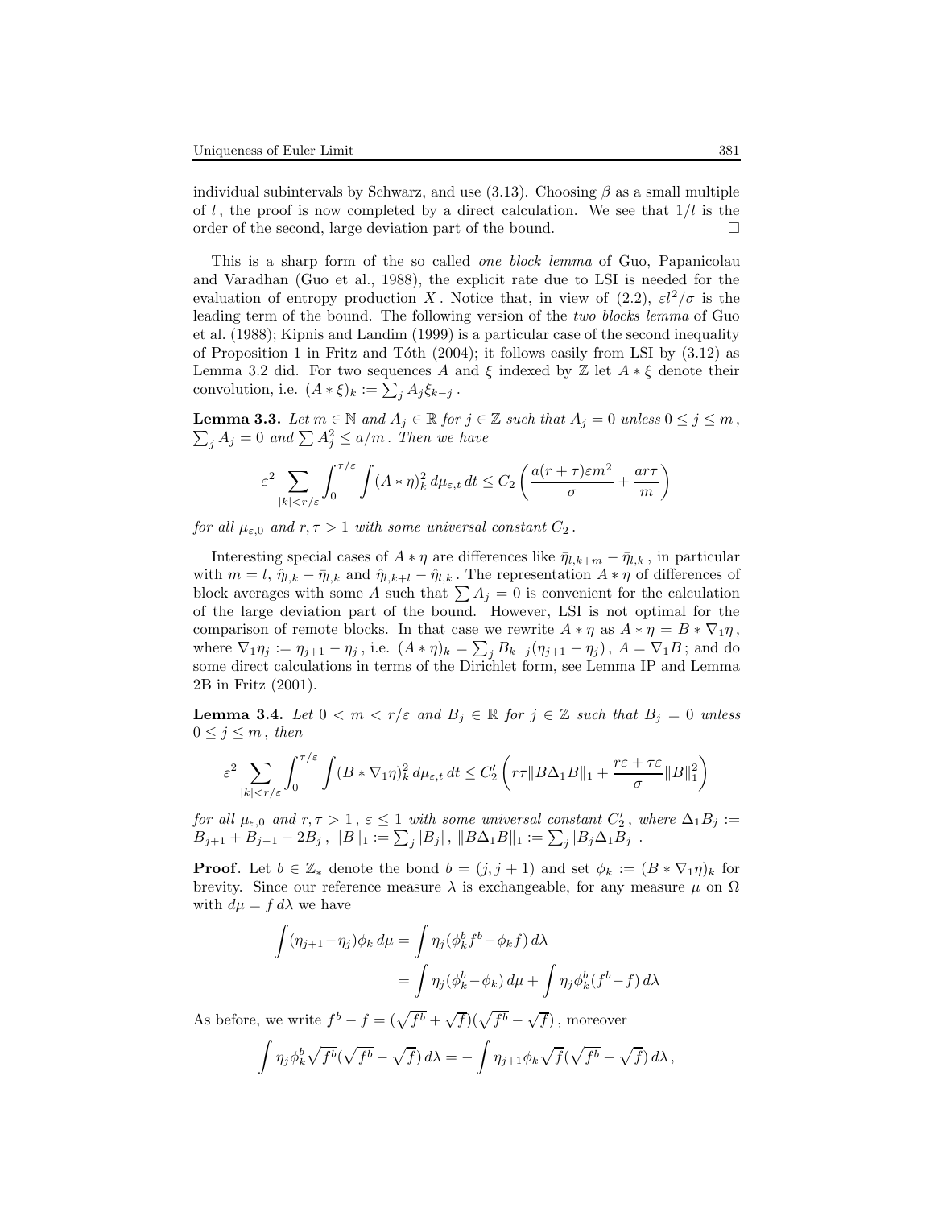individual subintervals by Schwarz, and use (3.13). Choosing $\beta$ as a small multiple of $l$, the proof is now completed by a direct calculation. We see that $1/l$ is the order of the second, large deviation part of the bound. $\square$

This is a sharp form of the so called *one block lemma* of Guo, Papanicolau and Varadhan (Guo et al., 1988), the explicit rate due to LSI is needed for the evaluation of entropy production $X$. Notice that, in view of (2.2), $\varepsilon l^2/\sigma$ is the leading term of the bound. The following version of the *two blocks lemma* of Guo et al. (1988); Kipnis and Landim (1999) is a particular case of the second inequality of Proposition 1 in Fritz and Tóth (2004); it follows easily from LSI by (3.12) as Lemma 3.2 did. For two sequences $A$ and $\xi$ indexed by $\mathbb{Z}$ let $A * \xi$ denote their convolution, i.e. $(A * \xi)_k := \sum_j A_j \xi_{k-j}$.

**Lemma 3.3.** *Let $m \in \mathbb{N}$ and $A_j \in \mathbb{R}$ for $j \in \mathbb{Z}$ such that $A_j = 0$ unless $0 \le j \le m$, $\sum_j A_j = 0$ and $\sum A_j^2 \le a/m$. Then we have*

$$\varepsilon^2 \sum_{|k|<r/\varepsilon} \int_0^{\tau/\varepsilon} \int (A * \eta)_k^2 \, d\mu_{\varepsilon,t} \, dt \le C_2 \left( \frac{a(r+\tau)\varepsilon m^2}{\sigma} + \frac{ar\tau}{m} \right)$$

*for all $\mu_{\varepsilon,0}$ and $r, \tau > 1$ with some universal constant $C_2$.*

Interesting special cases of $A * \eta$ are differences like $\bar{\eta}_{l,k+m} - \bar{\eta}_{l,k}$, in particular with $m = l$, $\hat{\eta}_{l,k} - \bar{\eta}_{l,k}$ and $\hat{\eta}_{l,k+l} - \hat{\eta}_{l,k}$. The representation $A * \eta$ of differences of block averages with some $A$ such that $\sum A_j = 0$ is convenient for the calculation of the large deviation part of the bound. However, LSI is not optimal for the comparison of remote blocks. In that case we rewrite $A * \eta$ as $A * \eta = B * \nabla_1 \eta$, where $\nabla_1 \eta_j := \eta_{j+1} - \eta_j$, i.e. $(A * \eta)_k = \sum_j B_{k-j}(\eta_{j+1} - \eta_j)$, $A = \nabla_1 B$; and do some direct calculations in terms of the Dirichlet form, see Lemma IP and Lemma 2B in Fritz (2001).

**Lemma 3.4.** *Let $0 < m < r/\varepsilon$ and $B_j \in \mathbb{R}$ for $j \in \mathbb{Z}$ such that $B_j = 0$ unless $0 \le j \le m$, then*

$$\varepsilon^2 \sum_{|k|<r/\varepsilon} \int_0^{\tau/\varepsilon} \int (B * \nabla_1 \eta)_k^2 \, d\mu_{\varepsilon,t} \, dt \le C_2' \left( r\tau \|B \Delta_1 B\|_1 + \frac{r\varepsilon + \tau\varepsilon}{\sigma} \|B\|_1^2 \right)$$

*for all $\mu_{\varepsilon,0}$ and $r, \tau > 1$, $\varepsilon \le 1$ with some universal constant $C_2'$, where $\Delta_1 B_j := B_{j+1} + B_{j-1} - 2B_j$, $\|B\|_1 := \sum_j |B_j|$, $\|B \Delta_1 B\|_1 := \sum_j |B_j \Delta_1 B_j|$.*

**Proof**. Let $b \in \mathbb{Z}_*$ denote the bond $b = (j, j+1)$ and set $\phi_k := (B * \nabla_1 \eta)_k$ for brevity. Since our reference measure $\lambda$ is exchangeable, for any measure $\mu$ on $\Omega$ with $d\mu = f \, d\lambda$ we have

$$\begin{aligned}
\int (\eta_{j+1} - \eta_j) \phi_k \, d\mu &= \int \eta_j (\phi_k^b f^b - \phi_k f) \, d\lambda \\
&= \int \eta_j (\phi_k^b - \phi_k) \, d\mu + \int \eta_j \phi_k^b (f^b - f) \, d\lambda
\end{aligned}$$

As before, we write $f^b - f = (\sqrt{f^b} + \sqrt{f})(\sqrt{f^b} - \sqrt{f})$, moreover

$$\int \eta_j \phi_k^b \sqrt{f^b} (\sqrt{f^b} - \sqrt{f}) \, d\lambda = - \int \eta_{j+1} \phi_k \sqrt{f} (\sqrt{f^b} - \sqrt{f}) \, d\lambda ,$$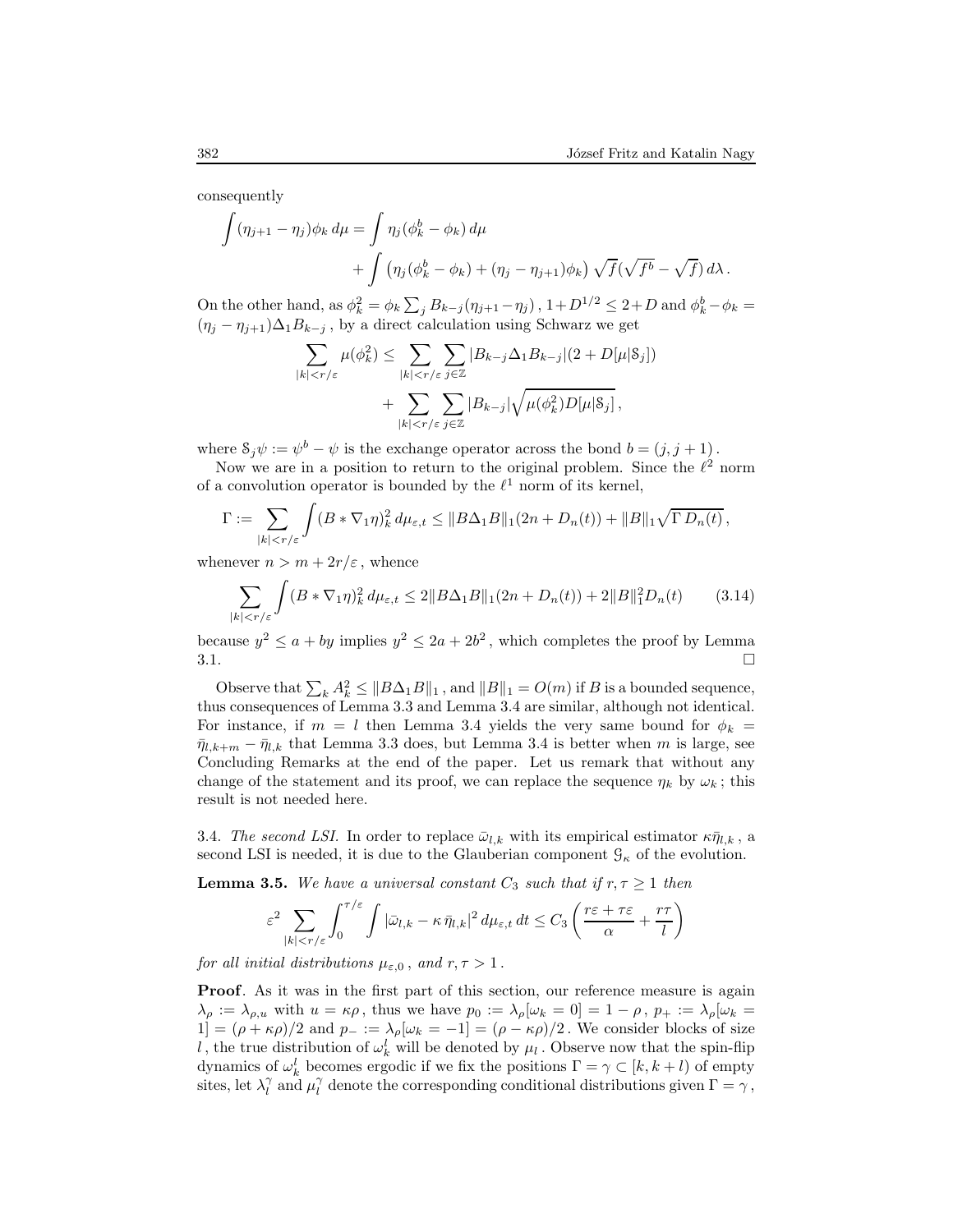consequently

$$\int (\eta_{j+1} - \eta_j)\phi_k \, d\mu = \int \eta_j(\phi_k^b - \phi_k)\, d\mu + \int \big(\eta_j(\phi_k^b - \phi_k) + (\eta_j - \eta_{j+1})\phi_k\big)\, \sqrt{f}(\sqrt{f^b} - \sqrt{f})\, d\lambda\,.$$

On the other hand, as $\phi_k^2 = \phi_k \sum_j B_{k-j}(\eta_{j+1} - \eta_j)$ , $1 + D^{1/2} \le 2 + D$ and $\phi_k^b - \phi_k = (\eta_j - \eta_{j+1})\Delta_1 B_{k-j}$ , by a direct calculation using Schwarz we get

$$\sum_{|k|<r/\varepsilon} \mu(\phi_k^2) \le \sum_{|k|<r/\varepsilon}\sum_{j\in\mathbb{Z}} |B_{k-j}\Delta_1 B_{k-j}|(2 + D[\mu|\mathcal{S}_j]) + \sum_{|k|<r/\varepsilon}\sum_{j\in\mathbb{Z}} |B_{k-j}|\sqrt{\mu(\phi_k^2)D[\mu|\mathcal{S}_j]}\,,$$

where $\mathcal{S}_j\psi := \psi^b - \psi$ is the exchange operator across the bond $b = (j, j+1)$ .

Now we are in a position to return to the original problem. Since the $\ell^2$ norm of a convolution operator is bounded by the $\ell^1$ norm of its kernel,

$$\Gamma := \sum_{|k|<r/\varepsilon} \int (B * \nabla_1 \eta)_k^2 \, d\mu_{\varepsilon,t} \le \|B\Delta_1 B\|_1 (2n + D_n(t)) + \|B\|_1 \sqrt{\Gamma\, D_n(t)}\,,$$

whenever $n > m + 2r/\varepsilon$ , whence

$$\sum_{|k|<r/\varepsilon} \int (B * \nabla_1 \eta)_k^2 \, d\mu_{\varepsilon,t} \le 2\|B\Delta_1 B\|_1 (2n + D_n(t)) + 2\|B\|_1^2 D_n(t) \tag{3.14}$$

because $y^2 \le a + by$ implies $y^2 \le 2a + 2b^2$ , which completes the proof by Lemma 3.1. □

Observe that $\sum_k A_k^2 \le \|B\Delta_1 B\|_1$ , and $\|B\|_1 = O(m)$ if $B$ is a bounded sequence, thus consequences of Lemma 3.3 and Lemma 3.4 are similar, although not identical. For instance, if $m = l$ then Lemma 3.4 yields the very same bound for $\phi_k = \bar{\eta}_{l,k+m} - \bar{\eta}_{l,k}$ that Lemma 3.3 does, but Lemma 3.4 is better when $m$ is large, see Concluding Remarks at the end of the paper. Let us remark that without any change of the statement and its proof, we can replace the sequence $\eta_k$ by $\omega_k$ ; this result is not needed here.

3.4. *The second LSI.* In order to replace $\bar{\omega}_{l,k}$ with its empirical estimator $\kappa\bar{\eta}_{l,k}$ , a second LSI is needed, it is due to the Glauberian component $\mathcal{G}_\kappa$ of the evolution.

**Lemma 3.5.** *We have a universal constant $C_3$ such that if $r, \tau \ge 1$ then*

$$\varepsilon^2 \sum_{|k|<r/\varepsilon} \int_0^{\tau/\varepsilon} \int |\bar{\omega}_{l,k} - \kappa\,\bar{\eta}_{l,k}|^2 \, d\mu_{\varepsilon,t}\, dt \le C_3 \left( \frac{r\varepsilon + \tau\varepsilon}{\alpha} + \frac{r\tau}{l} \right)$$

*for all initial distributions $\mu_{\varepsilon,0}$ , and $r, \tau > 1$ .*

**Proof**. As it was in the first part of this section, our reference measure is again $\lambda_\rho := \lambda_{\rho,u}$ with $u = \kappa\rho$ , thus we have $p_0 := \lambda_\rho[\omega_k = 0] = 1 - \rho$ , $p_+ := \lambda_\rho[\omega_k = 1] = (\rho + \kappa\rho)/2$ and $p_- := \lambda_\rho[\omega_k = -1] = (\rho - \kappa\rho)/2$ . We consider blocks of size $l$ , the true distribution of $\omega_k^l$ will be denoted by $\mu_l$ . Observe now that the spin-flip dynamics of $\omega_k^l$ becomes ergodic if we fix the positions $\Gamma = \gamma \subset [k, k+l)$ of empty sites, let $\lambda_l^\gamma$ and $\mu_l^\gamma$ denote the corresponding conditional distributions given $\Gamma = \gamma$ ,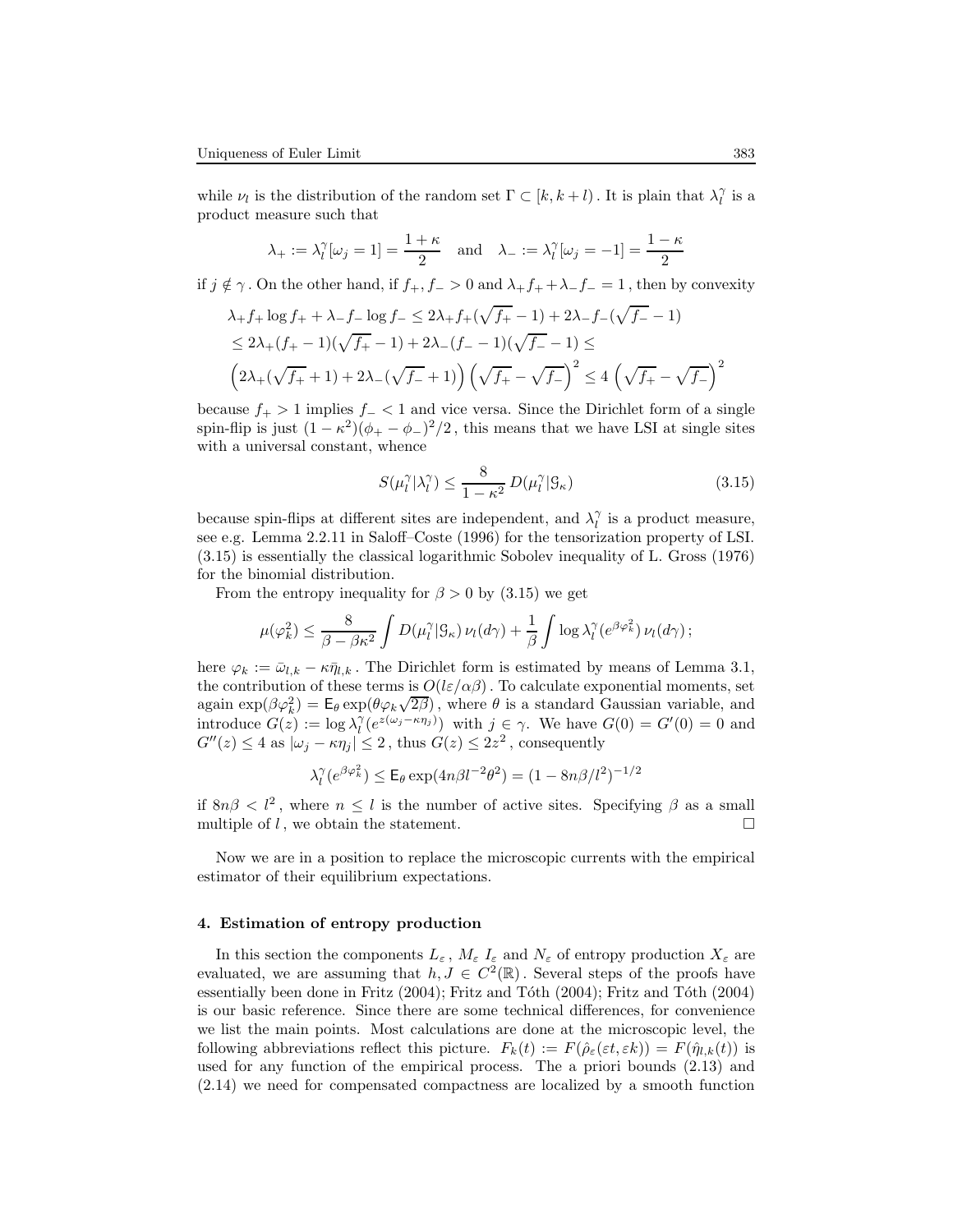while $\nu_l$ is the distribution of the random set $\Gamma \subset [k, k+l)$. It is plain that $\lambda_l^\gamma$ is a product measure such that

$$\lambda_+ := \lambda_l^\gamma[\omega_j = 1] = \frac{1+\kappa}{2} \quad \text{and} \quad \lambda_- := \lambda_l^\gamma[\omega_j = -1] = \frac{1-\kappa}{2}$$

if $j \notin \gamma$. On the other hand, if $f_+, f_- > 0$ and $\lambda_+ f_+ + \lambda_- f_- = 1$, then by convexity

$$\lambda_+ f_+ \log f_+ + \lambda_- f_- \log f_- \leq 2\lambda_+ f_+ (\sqrt{f_+} - 1) + 2\lambda_- f_- (\sqrt{f_-} - 1)$$
$$\leq 2\lambda_+ (f_+ - 1)(\sqrt{f_+} - 1) + 2\lambda_- (f_- - 1)(\sqrt{f_-} - 1) \leq$$
$$\left(2\lambda_+(\sqrt{f_+} + 1) + 2\lambda_-(\sqrt{f_-} + 1)\right)\left(\sqrt{f_+} - \sqrt{f_-}\right)^2 \leq 4\left(\sqrt{f_+} - \sqrt{f_-}\right)^2$$

because $f_+ > 1$ implies $f_- < 1$ and vice versa. Since the Dirichlet form of a single spin-flip is just $(1-\kappa^2)(\phi_+ - \phi_-)^2/2$, this means that we have LSI at single sites with a universal constant, whence

$$S(\mu_l^\gamma | \lambda_l^\gamma) \leq \frac{8}{1-\kappa^2} D(\mu_l^\gamma | \mathcal{G}_\kappa) \tag{3.15}$$

because spin-flips at different sites are independent, and $\lambda_l^\gamma$ is a product measure, see e.g. Lemma 2.2.11 in Saloff–Coste (1996) for the tensorization property of LSI. (3.15) is essentially the classical logarithmic Sobolev inequality of L. Gross (1976) for the binomial distribution.

From the entropy inequality for $\beta > 0$ by (3.15) we get

$$\mu(\varphi_k^2) \leq \frac{8}{\beta - \beta\kappa^2} \int D(\mu_l^\gamma | \mathcal{G}_\kappa)\, \nu_l(d\gamma) + \frac{1}{\beta} \int \log \lambda_l^\gamma (e^{\beta\varphi_k^2})\, \nu_l(d\gamma)\,;$$

here $\varphi_k := \bar{\omega}_{l,k} - \kappa\bar{\eta}_{l,k}$. The Dirichlet form is estimated by means of Lemma 3.1, the contribution of these terms is $O(l\varepsilon/\alpha\beta)$. To calculate exponential moments, set again $\exp(\beta\varphi_k^2) = \mathsf{E}_\theta \exp(\theta\varphi_k\sqrt{2\beta})$, where $\theta$ is a standard Gaussian variable, and introduce $G(z) := \log \lambda_l^\gamma(e^{z(\omega_j - \kappa\eta_j)})$ with $j \in \gamma$. We have $G(0) = G'(0) = 0$ and $G''(z) \leq 4$ as $|\omega_j - \kappa\eta_j| \leq 2$, thus $G(z) \leq 2z^2$, consequently

$$\lambda_l^\gamma(e^{\beta\varphi_k^2}) \leq \mathsf{E}_\theta \exp(4n\beta l^{-2}\theta^2) = (1 - 8n\beta/l^2)^{-1/2}$$

if $8n\beta < l^2$, where $n \leq l$ is the number of active sites. Specifying $\beta$ as a small multiple of $l$, we obtain the statement. $\square$

Now we are in a position to replace the microscopic currents with the empirical estimator of their equilibrium expectations.

#### 4. Estimation of entropy production

In this section the components $L_\varepsilon$, $M_\varepsilon$ $I_\varepsilon$ and $N_\varepsilon$ of entropy production $X_\varepsilon$ are evaluated, we are assuming that $h, J \in C^2(\mathbb{R})$. Several steps of the proofs have essentially been done in Fritz (2004); Fritz and Tóth (2004); Fritz and Tóth (2004) is our basic reference. Since there are some technical differences, for convenience we list the main points. Most calculations are done at the microscopic level, the following abbreviations reflect this picture. $F_k(t) := F(\hat{\rho}_\varepsilon(\varepsilon t, \varepsilon k)) = F(\hat{\eta}_{l,k}(t))$ is used for any function of the empirical process. The a priori bounds (2.13) and (2.14) we need for compensated compactness are localized by a smooth function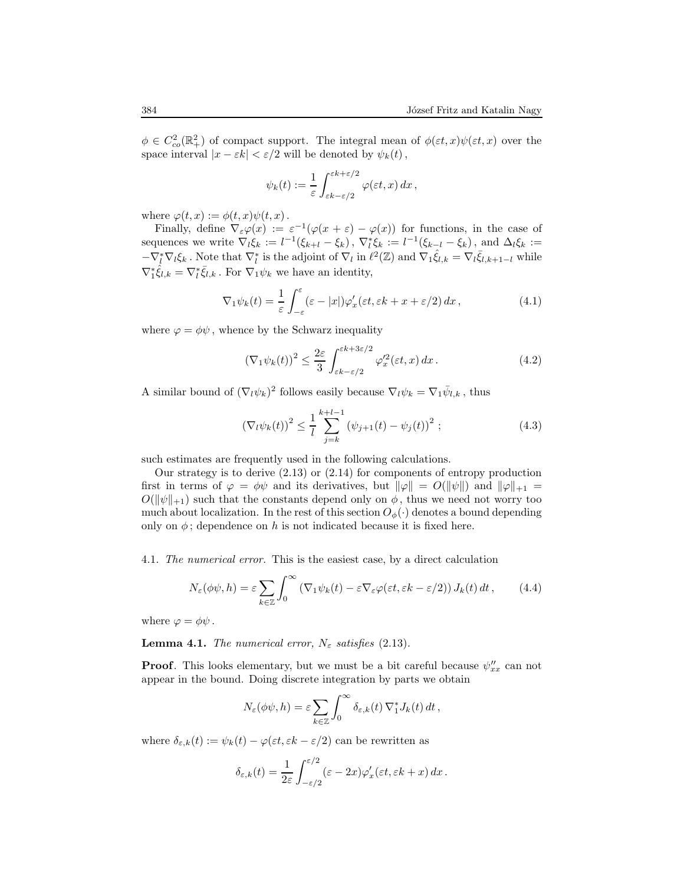$\phi \in C^2_{co}(\mathbb{R}^2_+)$ of compact support. The integral mean of $\phi(\varepsilon t, x)\psi(\varepsilon t, x)$ over the space interval $|x - \varepsilon k| < \varepsilon/2$ will be denoted by $\psi_k(t)$,

$$\psi_k(t) := \frac{1}{\varepsilon}\int_{\varepsilon k - \varepsilon/2}^{\varepsilon k + \varepsilon/2} \varphi(\varepsilon t, x)\, dx\,,$$

where $\varphi(t,x) := \phi(t,x)\psi(t,x)$.

Finally, define $\nabla_\varepsilon \varphi(x) := \varepsilon^{-1}(\varphi(x+\varepsilon) - \varphi(x))$ for functions, in the case of sequences we write $\nabla_l \xi_k := l^{-1}(\xi_{k+l} - \xi_k)$, $\nabla^*_l \xi_k := l^{-1}(\xi_{k-l} - \xi_k)$, and $\Delta_l \xi_k := -\nabla^*_l \nabla_l \xi_k$. Note that $\nabla^*_l$ is the adjoint of $\nabla_l$ in $\ell^2(\mathbb{Z})$ and $\nabla_1 \hat{\xi}_{l,k} = \nabla_l \bar{\xi}_{l,k+1-l}$ while $\nabla^*_1 \hat{\xi}_{l,k} = \nabla^*_l \bar{\xi}_{l,k}$. For $\nabla_1 \psi_k$ we have an identity,

$$\nabla_1 \psi_k(t) = \frac{1}{\varepsilon}\int_{-\varepsilon}^{\varepsilon} (\varepsilon - |x|)\varphi'_x(\varepsilon t, \varepsilon k + x + \varepsilon/2)\, dx\,, \tag{4.1}$$

where $\varphi = \phi\psi$, whence by the Schwarz inequality

$$(\nabla_1 \psi_k(t))^2 \le \frac{2\varepsilon}{3}\int_{\varepsilon k - \varepsilon/2}^{\varepsilon k + 3\varepsilon/2} \varphi'^2_x(\varepsilon t, x)\, dx\,. \tag{4.2}$$

A similar bound of $(\nabla_l \psi_k)^2$ follows easily because $\nabla_l \psi_k = \nabla_1 \bar{\psi}_{l,k}$, thus

$$(\nabla_l \psi_k(t))^2 \le \frac{1}{l}\sum_{j=k}^{k+l-1} (\psi_{j+1}(t) - \psi_j(t))^2\,; \tag{4.3}$$

such estimates are frequently used in the following calculations.

Our strategy is to derive (2.13) or (2.14) for components of entropy production first in terms of $\varphi = \phi\psi$ and its derivatives, but $\|\varphi\| = O(\|\psi\|)$ and $\|\varphi\|_{+1} = O(\|\psi\|_{+1})$ such that the constants depend only on $\phi$, thus we need not worry too much about localization. In the rest of this section $O_\phi(\cdot)$ denotes a bound depending only on $\phi$; dependence on $h$ is not indicated because it is fixed here.

4.1. *The numerical error.* This is the easiest case, by a direct calculation

$$N_\varepsilon(\phi\psi, h) = \varepsilon \sum_{k\in\mathbb{Z}} \int_0^\infty (\nabla_1 \psi_k(t) - \varepsilon \nabla_\varepsilon \varphi(\varepsilon t, \varepsilon k - \varepsilon/2))\, J_k(t)\, dt\,, \tag{4.4}$$

where $\varphi = \phi\psi$.

**Lemma 4.1.** *The numerical error, $N_\varepsilon$ satisfies* (2.13).

**Proof**. This looks elementary, but we must be a bit careful because $\psi''_{xx}$ can not appear in the bound. Doing discrete integration by parts we obtain

$$N_\varepsilon(\phi\psi, h) = \varepsilon \sum_{k\in\mathbb{Z}} \int_0^\infty \delta_{\varepsilon,k}(t)\, \nabla^*_1 J_k(t)\, dt\,,$$

where $\delta_{\varepsilon,k}(t) := \psi_k(t) - \varphi(\varepsilon t, \varepsilon k - \varepsilon/2)$ can be rewritten as

$$\delta_{\varepsilon,k}(t) = \frac{1}{2\varepsilon}\int_{-\varepsilon/2}^{\varepsilon/2} (\varepsilon - 2x)\varphi'_x(\varepsilon t, \varepsilon k + x)\, dx\,.$$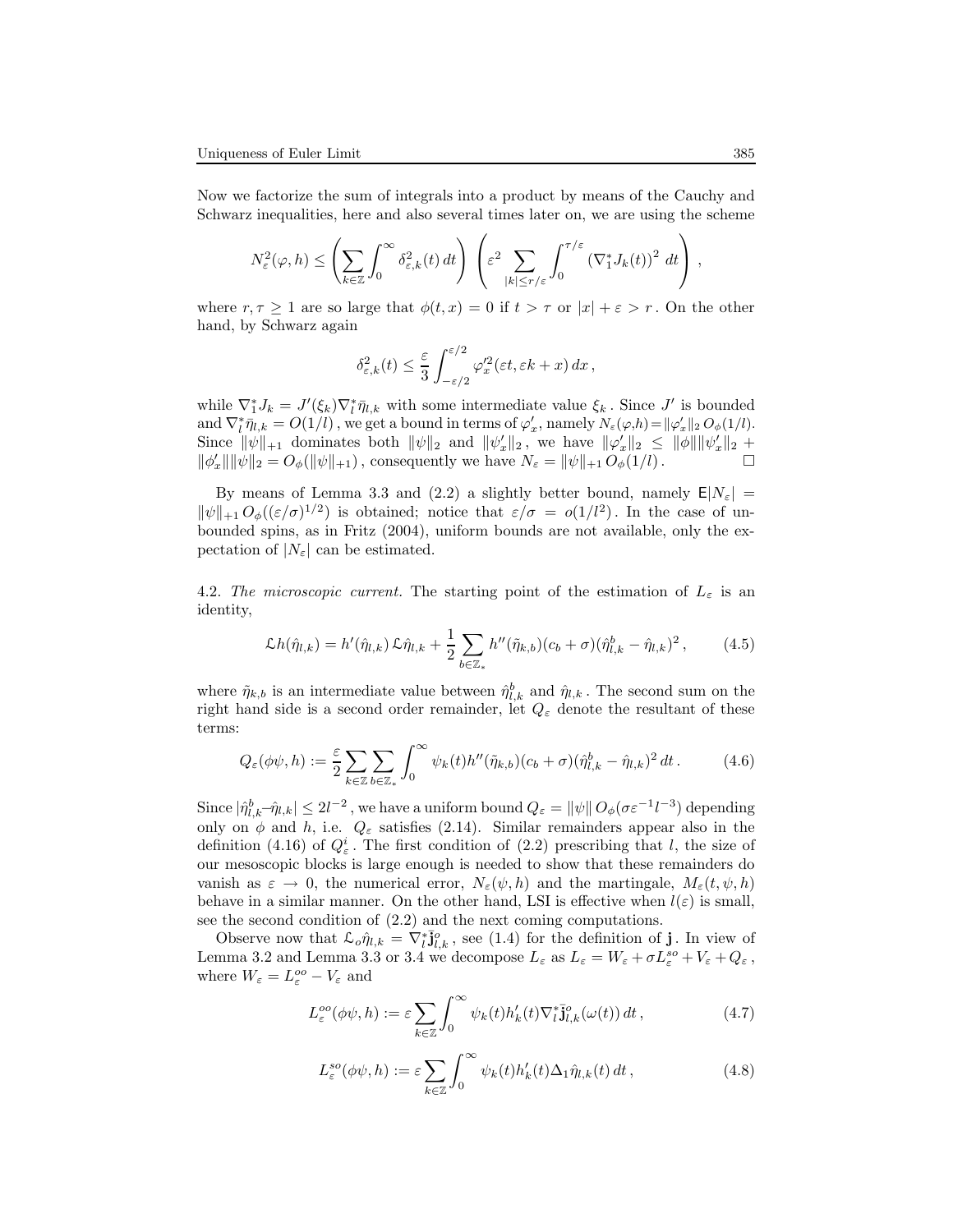Now we factorize the sum of integrals into a product by means of the Cauchy and Schwarz inequalities, here and also several times later on, we are using the scheme

$$N_\varepsilon^2(\varphi,h) \le \left( \sum_{k\in\mathbb{Z}} \int_0^\infty \delta_{\varepsilon,k}^2(t)\,dt \right) \left( \varepsilon^2 \sum_{|k|\le r/\varepsilon} \int_0^{\tau/\varepsilon} \left(\nabla_1^* J_k(t)\right)^2\,dt \right),$$

where $r,\tau \ge 1$ are so large that $\phi(t,x) = 0$ if $t > \tau$ or $|x| + \varepsilon > r$. On the other hand, by Schwarz again

$$\delta_{\varepsilon,k}^2(t) \le \frac{\varepsilon}{3} \int_{-\varepsilon/2}^{\varepsilon/2} \varphi_x'^2(\varepsilon t, \varepsilon k + x)\,dx\,,$$

while $\nabla_1^* J_k = J'(\xi_k)\nabla_l^* \bar\eta_{l,k}$ with some intermediate value $\xi_k$. Since $J'$ is bounded and $\nabla_l^*\bar\eta_{l,k} = O(1/l)$, we get a bound in terms of $\varphi_x'$, namely $N_\varepsilon(\varphi,h) = \|\varphi_x'\|_2\, O_\phi(1/l)$. Since $\|\psi\|_{+1}$ dominates both $\|\psi\|_2$ and $\|\psi_x'\|_2$, we have $\|\varphi_x'\|_2 \le \|\phi\|\|\psi_x'\|_2 + \|\phi_x'\|\|\psi\|_2 = O_\phi(\|\psi\|_{+1})$, consequently we have $N_\varepsilon = \|\psi\|_{+1}\, O_\phi(1/l)$. $\square$

By means of Lemma 3.3 and (2.2) a slightly better bound, namely $\mathsf{E}|N_\varepsilon| = \|\psi\|_{+1}\, O_\phi((\varepsilon/\sigma)^{1/2})$ is obtained; notice that $\varepsilon/\sigma = o(1/l^2)$. In the case of unbounded spins, as in Fritz (2004), uniform bounds are not available, only the expectation of $|N_\varepsilon|$ can be estimated.

4.2. *The microscopic current.* The starting point of the estimation of $L_\varepsilon$ is an identity,

$$\mathcal{L}h(\hat\eta_{l,k}) = h'(\hat\eta_{l,k})\,\mathcal{L}\hat\eta_{l,k} + \frac{1}{2}\sum_{b\in\mathbb{Z}_*} h''(\tilde\eta_{k,b})(c_b+\sigma)(\hat\eta_{l,k}^b - \hat\eta_{l,k})^2\,, \tag{4.5}$$

where $\tilde\eta_{k,b}$ is an intermediate value between $\hat\eta_{l,k}^b$ and $\hat\eta_{l,k}$. The second sum on the right hand side is a second order remainder, let $Q_\varepsilon$ denote the resultant of these terms:

$$Q_\varepsilon(\phi\psi,h) := \frac{\varepsilon}{2}\sum_{k\in\mathbb{Z}}\sum_{b\in\mathbb{Z}_*}\int_0^\infty \psi_k(t) h''(\tilde\eta_{k,b})(c_b+\sigma)(\hat\eta_{l,k}^b - \hat\eta_{l,k})^2\,dt\,. \tag{4.6}$$

Since $|\hat\eta_{l,k}^b - \hat\eta_{l,k}| \le 2l^{-2}$, we have a uniform bound $Q_\varepsilon = \|\psi\|\, O_\phi(\sigma\varepsilon^{-1}l^{-3})$ depending only on $\phi$ and $h$, i.e. $Q_\varepsilon$ satisfies (2.14). Similar remainders appear also in the definition (4.16) of $Q_\varepsilon^i$. The first condition of (2.2) prescribing that $l$, the size of our mesoscopic blocks is large enough is needed to show that these remainders do vanish as $\varepsilon \to 0$, the numerical error, $N_\varepsilon(\psi,h)$ and the martingale, $M_\varepsilon(t,\psi,h)$ behave in a similar manner. On the other hand, LSI is effective when $l(\varepsilon)$ is small, see the second condition of (2.2) and the next coming computations.

Observe now that $\mathcal{L}_o\hat\eta_{l,k} = \nabla_l^*\bar{\mathbf{j}}_{l,k}^o$, see (1.4) for the definition of $\mathbf{j}$. In view of Lemma 3.2 and Lemma 3.3 or 3.4 we decompose $L_\varepsilon$ as $L_\varepsilon = W_\varepsilon + \sigma L_\varepsilon^{so} + V_\varepsilon + Q_\varepsilon$, where $W_\varepsilon = L_\varepsilon^{oo} - V_\varepsilon$ and

$$L_\varepsilon^{oo}(\phi\psi,h) := \varepsilon\sum_{k\in\mathbb{Z}}\int_0^\infty \psi_k(t)h_k'(t)\nabla_l^*\bar{\mathbf{j}}_{l,k}^o(\omega(t))\,dt\,, \tag{4.7}$$

$$L_\varepsilon^{so}(\phi\psi,h) := \varepsilon\sum_{k\in\mathbb{Z}}\int_0^\infty \psi_k(t)h_k'(t)\Delta_1\hat\eta_{l,k}(t)\,dt\,, \tag{4.8}$$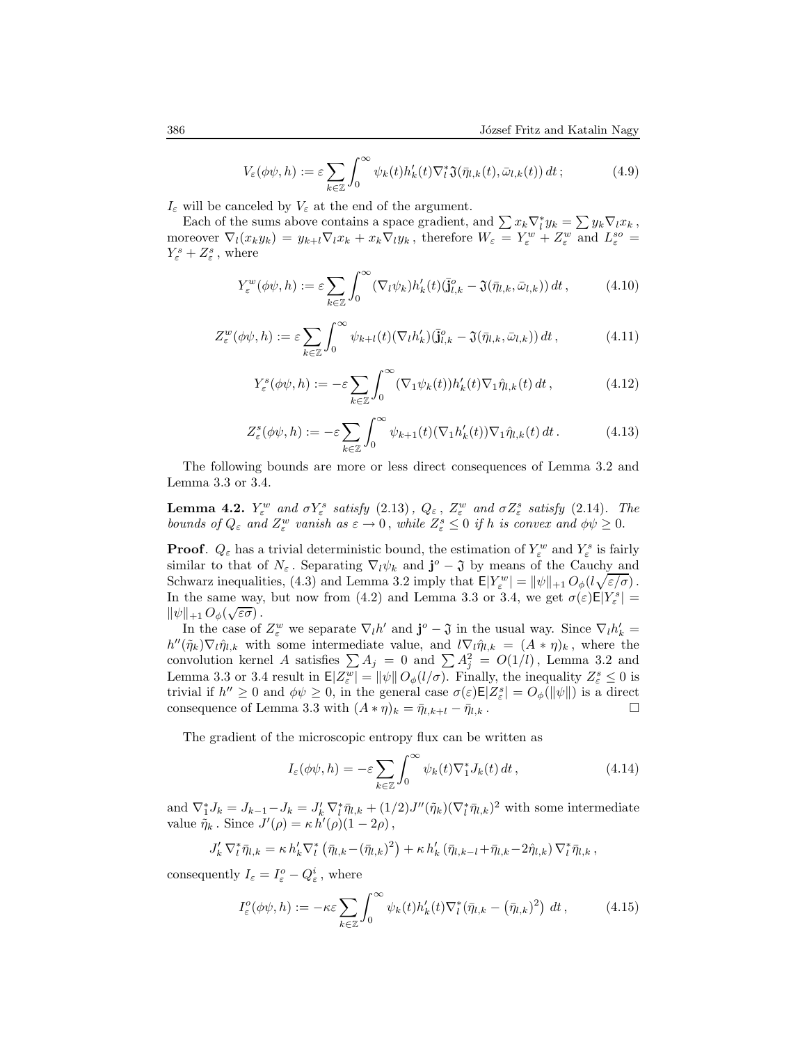$$V_\varepsilon(\phi\psi,h) := \varepsilon\sum_{k\in\mathbb{Z}}\int_0^\infty \psi_k(t)h_k'(t)\nabla_l^*\mathfrak{J}(\bar\eta_{l,k}(t),\bar\omega_{l,k}(t))\,dt\,; \tag{4.9}$$

$I_\varepsilon$ will be canceled by $V_\varepsilon$ at the end of the argument.

Each of the sums above contains a space gradient, and $\sum x_k\nabla_l^* y_k = \sum y_k \nabla_l x_k$, moreover $\nabla_l(x_k y_k) = y_{k+l}\nabla_l x_k + x_k\nabla_l y_k$, therefore $W_\varepsilon = Y_\varepsilon^w + Z_\varepsilon^w$ and $L_\varepsilon^{so} = Y_\varepsilon^s + Z_\varepsilon^s$, where

$$Y_\varepsilon^w(\phi\psi,h) := \varepsilon\sum_{k\in\mathbb{Z}}\int_0^\infty (\nabla_l\psi_k)h_k'(t)(\bar{\mathbf{j}}_{l,k}^o - \mathfrak{J}(\bar\eta_{l,k},\bar\omega_{l,k}))\,dt\,, \tag{4.10}$$

$$Z_\varepsilon^w(\phi\psi,h) := \varepsilon\sum_{k\in\mathbb{Z}}\int_0^\infty \psi_{k+l}(t)(\nabla_l h_k')(\bar{\mathbf{j}}_{l,k}^o - \mathfrak{J}(\bar\eta_{l,k},\bar\omega_{l,k}))\,dt\,, \tag{4.11}$$

$$Y_\varepsilon^s(\phi\psi,h) := -\varepsilon\sum_{k\in\mathbb{Z}}\int_0^\infty (\nabla_1\psi_k(t))h_k'(t)\nabla_1\hat\eta_{l,k}(t)\,dt\,, \tag{4.12}$$

$$Z_\varepsilon^s(\phi\psi,h) := -\varepsilon\sum_{k\in\mathbb{Z}}\int_0^\infty \psi_{k+1}(t)(\nabla_1 h_k'(t))\nabla_1\hat\eta_{l,k}(t)\,dt\,. \tag{4.13}$$

The following bounds are more or less direct consequences of Lemma 3.2 and Lemma 3.3 or 3.4.

**Lemma 4.2.** *$Y_\varepsilon^w$ and $\sigma Y_\varepsilon^s$ satisfy (2.13), $Q_\varepsilon$, $Z_\varepsilon^w$ and $\sigma Z_\varepsilon^s$ satisfy (2.14). The bounds of $Q_\varepsilon$ and $Z_\varepsilon^w$ vanish as $\varepsilon\to 0$, while $Z_\varepsilon^s \le 0$ if $h$ is convex and $\phi\psi\ge 0$.*

**Proof**. $Q_\varepsilon$ has a trivial deterministic bound, the estimation of $Y_\varepsilon^w$ and $Y_\varepsilon^s$ is fairly similar to that of $N_\varepsilon$. Separating $\nabla_l\psi_k$ and $\mathbf{j}^o - \mathfrak{J}$ by means of the Cauchy and Schwarz inequalities, (4.3) and Lemma 3.2 imply that $\mathsf{E}|Y_\varepsilon^w| = \|\psi\|_{+1}\,O_\phi(l\sqrt{\varepsilon/\sigma})$. In the same way, but now from (4.2) and Lemma 3.3 or 3.4, we get $\sigma(\varepsilon)\mathsf{E}|Y_\varepsilon^s| = \|\psi\|_{+1}\,O_\phi(\sqrt{\varepsilon\sigma})$.

In the case of $Z_\varepsilon^w$ we separate $\nabla_l h'$ and $\mathbf{j}^o - \mathfrak{J}$ in the usual way. Since $\nabla_l h_k' = h''(\tilde\eta_k)\nabla_l\hat\eta_{l,k}$ with some intermediate value, and $l\nabla_l\hat\eta_{l,k} = (A*\eta)_k$, where the convolution kernel $A$ satisfies $\sum A_j = 0$ and $\sum A_j^2 = O(1/l)$, Lemma 3.2 and Lemma 3.3 or 3.4 result in $\mathsf{E}|Z_\varepsilon^w| = \|\psi\|\,O_\phi(l/\sigma)$. Finally, the inequality $Z_\varepsilon^s\le 0$ is trivial if $h''\ge 0$ and $\phi\psi\ge 0$, in the general case $\sigma(\varepsilon)\mathsf{E}|Z_\varepsilon^s| = O_\phi(\|\psi\|)$ is a direct consequence of Lemma 3.3 with $(A*\eta)_k = \bar\eta_{l,k+l} - \bar\eta_{l,k}$. $\square$

The gradient of the microscopic entropy flux can be written as

$$I_\varepsilon(\phi\psi,h) = -\varepsilon\sum_{k\in\mathbb{Z}}\int_0^\infty \psi_k(t)\nabla_1^* J_k(t)\,dt\,, \tag{4.14}$$

and $\nabla_1^* J_k = J_{k-1} - J_k = J_k'\,\nabla_l^*\bar\eta_{l,k} + (1/2)J''(\tilde\eta_k)(\nabla_l^*\bar\eta_{l,k})^2$ with some intermediate value $\tilde\eta_k$. Since $J'(\rho) = \kappa\,h'(\rho)(1-2\rho)$,

$$J_k'\,\nabla_l^*\bar\eta_{l,k} = \kappa\,h_k'\nabla_l^*\left(\bar\eta_{l,k} - (\bar\eta_{l,k})^2\right) + \kappa\,h_k'\left(\bar\eta_{l,k-l} + \bar\eta_{l,k} - 2\hat\eta_{l,k}\right)\nabla_l^*\bar\eta_{l,k}\,,$$

consequently $I_\varepsilon = I_\varepsilon^o - Q_\varepsilon^i$, where

$$I_\varepsilon^o(\phi\psi,h) := -\kappa\varepsilon\sum_{k\in\mathbb{Z}}\int_0^\infty \psi_k(t)h_k'(t)\nabla_l^*(\bar\eta_{l,k} - \left(\bar\eta_{l,k})^2\right)\,dt\,, \tag{4.15}$$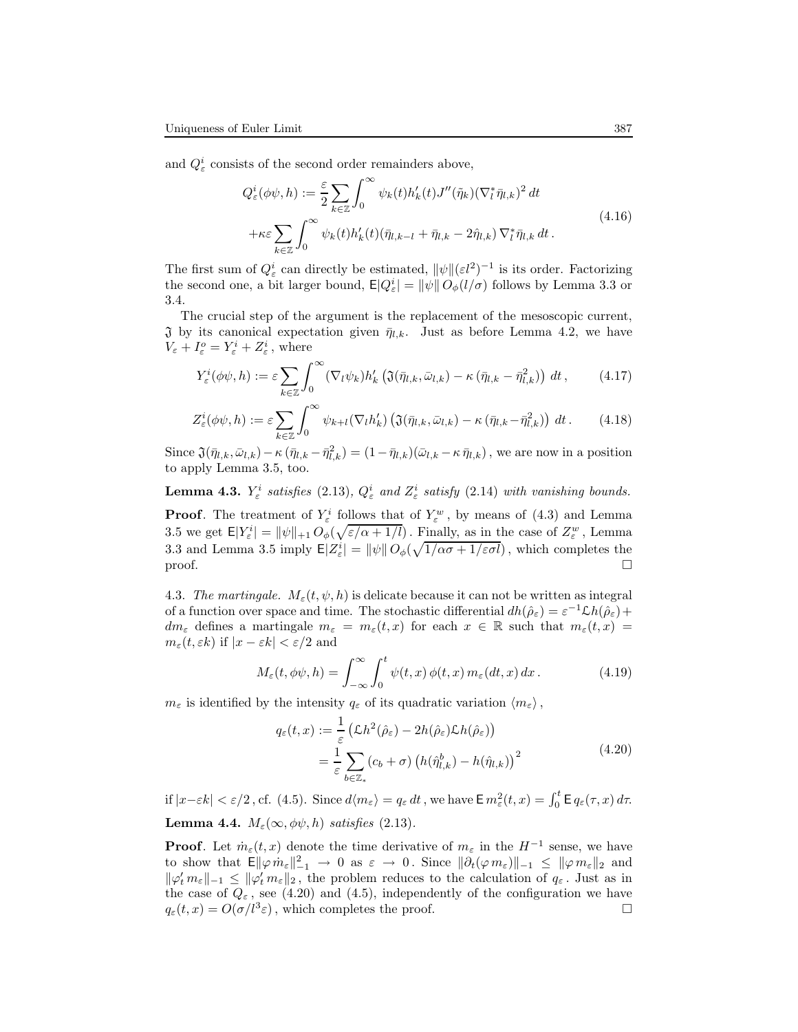and $Q^i_\varepsilon$ consists of the second order remainders above,

$$
\begin{aligned}
Q^i_\varepsilon(\phi\psi,h) &:= \frac{\varepsilon}{2}\sum_{k\in\mathbb{Z}}\int_0^\infty \psi_k(t)h'_k(t)J''(\tilde\eta_k)(\nabla^*_l\bar\eta_{l,k})^2\,dt \\
&+\kappa\varepsilon\sum_{k\in\mathbb{Z}}\int_0^\infty \psi_k(t)h'_k(t)(\bar\eta_{l,k-l}+\bar\eta_{l,k}-2\hat\eta_{l,k})\,\nabla^*_l\bar\eta_{l,k}\,dt\,.
\end{aligned}
\tag{4.16}
$$

The first sum of $Q^i_\varepsilon$ can directly be estimated, $\|\psi\|(\varepsilon l^2)^{-1}$ is its order. Factorizing the second one, a bit larger bound, $\mathsf{E}|Q^i_\varepsilon| = \|\psi\|\,O_\phi(l/\sigma)$ follows by Lemma 3.3 or 3.4.

The crucial step of the argument is the replacement of the mesoscopic current, $\mathfrak{J}$ by its canonical expectation given $\bar\eta_{l,k}$. Just as before Lemma 4.2, we have $V_\varepsilon + I^o_\varepsilon = Y^i_\varepsilon + Z^i_\varepsilon$, where

$$
Y^i_\varepsilon(\phi\psi,h) := \varepsilon\sum_{k\in\mathbb{Z}}\int_0^\infty(\nabla_l\psi_k)h'_k\left(\mathfrak{J}(\bar\eta_{l,k},\bar\omega_{l,k})-\kappa\left(\bar\eta_{l,k}-\bar\eta^2_{l,k}\right)\right)\,dt\,, \tag{4.17}
$$

$$
Z^i_\varepsilon(\phi\psi,h) := \varepsilon\sum_{k\in\mathbb{Z}}\int_0^\infty \psi_{k+l}(\nabla_l h'_k)\left(\mathfrak{J}(\bar\eta_{l,k},\bar\omega_{l,k})-\kappa\left(\bar\eta_{l,k}-\bar\eta^2_{l,k}\right)\right)\,dt\,. \tag{4.18}
$$

Since $\mathfrak{J}(\bar\eta_{l,k},\bar\omega_{l,k})-\kappa\,(\bar\eta_{l,k}-\bar\eta^2_{l,k}) = (1-\bar\eta_{l,k})(\bar\omega_{l,k}-\kappa\,\bar\eta_{l,k})$, we are now in a position to apply Lemma 3.5, too.

**Lemma 4.3.** *$Y^i_\varepsilon$ satisfies (2.13), $Q^i_\varepsilon$ and $Z^i_\varepsilon$ satisfy (2.14) with vanishing bounds.*

**Proof**. The treatment of $Y^i_\varepsilon$ follows that of $Y^w_\varepsilon$, by means of (4.3) and Lemma 3.5 we get $\mathsf{E}|Y^i_\varepsilon| = \|\psi\|_{+1}\,O_\phi(\sqrt{\varepsilon/\alpha+1/l})$. Finally, as in the case of $Z^w_\varepsilon$, Lemma 3.3 and Lemma 3.5 imply $\mathsf{E}|Z^i_\varepsilon| = \|\psi\|\,O_\phi(\sqrt{1/\alpha\sigma+1/\varepsilon\sigma l})$, which completes the proof. $\square$

4.3. *The martingale.* $M_\varepsilon(t,\psi,h)$ is delicate because it can not be written as integral of a function over space and time. The stochastic differential $dh(\hat\rho_\varepsilon) = \varepsilon^{-1}\mathcal{L}h(\hat\rho_\varepsilon) + dm_\varepsilon$ defines a martingale $m_\varepsilon = m_\varepsilon(t,x)$ for each $x\in\mathbb{R}$ such that $m_\varepsilon(t,x) = m_\varepsilon(t,\varepsilon k)$ if $|x-\varepsilon k| < \varepsilon/2$ and

$$
M_\varepsilon(t,\phi\psi,h) = \int_{-\infty}^\infty\int_0^t \psi(t,x)\,\phi(t,x)\,m_\varepsilon(dt,x)\,dx\,. \tag{4.19}
$$

$m_\varepsilon$ is identified by the intensity $q_\varepsilon$ of its quadratic variation $\langle m_\varepsilon\rangle$,

$$
\begin{aligned}
q_\varepsilon(t,x) &:= \frac{1}{\varepsilon}\left(\mathcal{L}h^2(\hat\rho_\varepsilon)-2h(\hat\rho_\varepsilon)\mathcal{L}h(\hat\rho_\varepsilon)\right) \\
&= \frac{1}{\varepsilon}\sum_{b\in\mathbb{Z}_*}(c_b+\sigma)\left(h(\hat\eta^b_{l,k})-h(\hat\eta_{l,k})\right)^2
\end{aligned}
\tag{4.20}
$$

if $|x-\varepsilon k| < \varepsilon/2$, cf. (4.5). Since $d\langle m_\varepsilon\rangle = q_\varepsilon\,dt$, we have $\mathsf{E}\,m^2_\varepsilon(t,x) = \int_0^t \mathsf{E}\,q_\varepsilon(\tau,x)\,d\tau$.

**Lemma 4.4.** *$M_\varepsilon(\infty,\phi\psi,h)$ satisfies (2.13).*

**Proof**. Let $\dot m_\varepsilon(t,x)$ denote the time derivative of $m_\varepsilon$ in the $H^{-1}$ sense, we have to show that $\mathsf{E}\|\varphi\,\dot m_\varepsilon\|^2_{-1}\to 0$ as $\varepsilon\to 0$. Since $\|\partial_t(\varphi\,m_\varepsilon)\|_{-1}\le\|\varphi\,m_\varepsilon\|_2$ and $\|\varphi'_t\,m_\varepsilon\|_{-1}\le\|\varphi'_t\,m_\varepsilon\|_2$, the problem reduces to the calculation of $q_\varepsilon$. Just as in the case of $Q_\varepsilon$, see (4.20) and (4.5), independently of the configuration we have $q_\varepsilon(t,x) = O(\sigma/l^3\varepsilon)$, which completes the proof. $\square$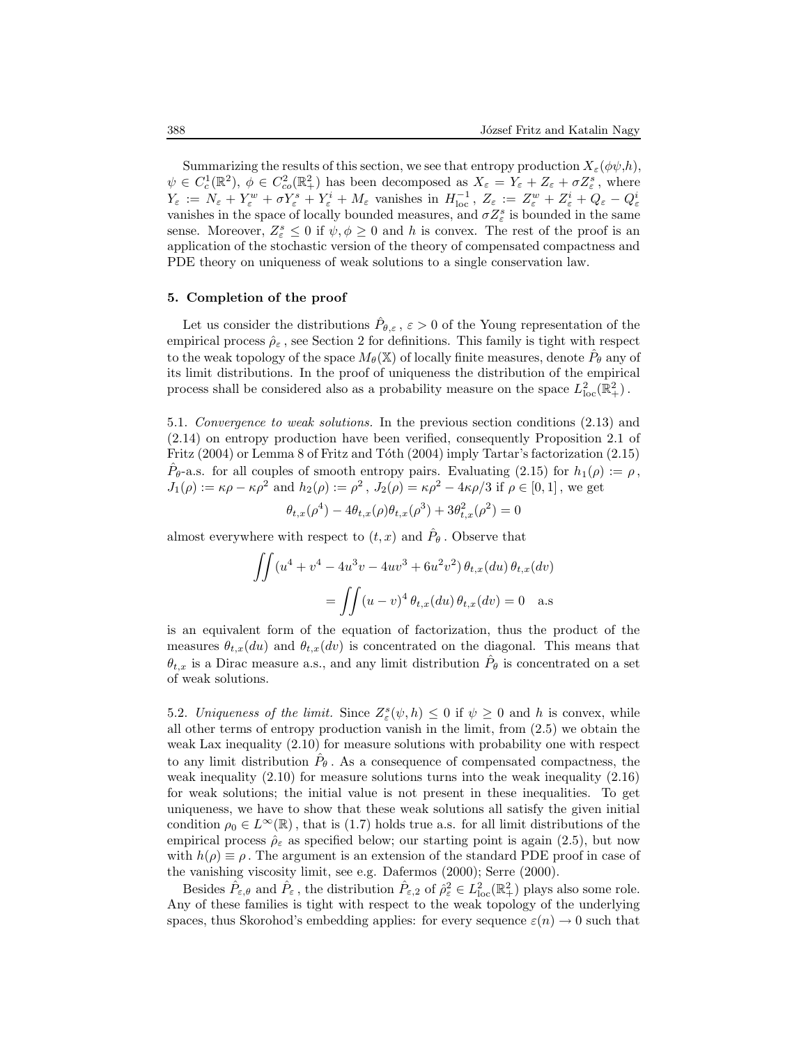Summarizing the results of this section, we see that entropy production $X_\varepsilon(\phi\psi,h)$, $\psi \in C_c^1(\mathbb{R}^2)$, $\phi \in C_{co}^2(\mathbb{R}_+^2)$ has been decomposed as $X_\varepsilon = Y_\varepsilon + Z_\varepsilon + \sigma Z_\varepsilon^s$, where $Y_\varepsilon := N_\varepsilon + Y_\varepsilon^w + \sigma Y_\varepsilon^s + Y_\varepsilon^i + M_\varepsilon$ vanishes in $H_{\mathrm{loc}}^{-1}$, $Z_\varepsilon := Z_\varepsilon^w + Z_\varepsilon^i + Q_\varepsilon - Q_\varepsilon^i$ vanishes in the space of locally bounded measures, and $\sigma Z_\varepsilon^s$ is bounded in the same sense. Moreover, $Z_\varepsilon^s \leq 0$ if $\psi, \phi \geq 0$ and $h$ is convex. The rest of the proof is an application of the stochastic version of the theory of compensated compactness and PDE theory on uniqueness of weak solutions to a single conservation law.

## 5. Completion of the proof

Let us consider the distributions $\hat{P}_{\theta,\varepsilon}$, $\varepsilon > 0$ of the Young representation of the empirical process $\hat{\rho}_\varepsilon$, see Section 2 for definitions. This family is tight with respect to the weak topology of the space $M_\theta(\mathbb{X})$ of locally finite measures, denote $\hat{P}_\theta$ any of its limit distributions. In the proof of uniqueness the distribution of the empirical process shall be considered also as a probability measure on the space $L_{\mathrm{loc}}^2(\mathbb{R}_+^2)$.

5.1. *Convergence to weak solutions.* In the previous section conditions (2.13) and (2.14) on entropy production have been verified, consequently Proposition 2.1 of Fritz (2004) or Lemma 8 of Fritz and Tóth (2004) imply Tartar's factorization (2.15) $\hat{P}_\theta$-a.s. for all couples of smooth entropy pairs. Evaluating (2.15) for $h_1(\rho) := \rho$, $J_1(\rho) := \kappa\rho - \kappa\rho^2$ and $h_2(\rho) := \rho^2$, $J_2(\rho) = \kappa\rho^2 - 4\kappa\rho/3$ if $\rho \in [0,1]$, we get

$$\theta_{t,x}(\rho^4) - 4\theta_{t,x}(\rho)\theta_{t,x}(\rho^3) + 3\theta_{t,x}^2(\rho^2) = 0$$

almost everywhere with respect to $(t,x)$ and $\hat{P}_\theta$. Observe that

$$\iint (u^4 + v^4 - 4u^3v - 4uv^3 + 6u^2v^2)\,\theta_{t,x}(du)\,\theta_{t,x}(dv)$$
$$= \iint (u-v)^4\,\theta_{t,x}(du)\,\theta_{t,x}(dv) = 0 \quad \text{a.s}$$

is an equivalent form of the equation of factorization, thus the product of the measures $\theta_{t,x}(du)$ and $\theta_{t,x}(dv)$ is concentrated on the diagonal. This means that $\theta_{t,x}$ is a Dirac measure a.s., and any limit distribution $\hat{P}_\theta$ is concentrated on a set of weak solutions.

5.2. *Uniqueness of the limit.* Since $Z_\varepsilon^s(\psi,h) \leq 0$ if $\psi \geq 0$ and $h$ is convex, while all other terms of entropy production vanish in the limit, from (2.5) we obtain the weak Lax inequality (2.10) for measure solutions with probability one with respect to any limit distribution $\hat{P}_\theta$. As a consequence of compensated compactness, the weak inequality (2.10) for measure solutions turns into the weak inequality (2.16) for weak solutions; the initial value is not present in these inequalities. To get uniqueness, we have to show that these weak solutions all satisfy the given initial condition $\rho_0 \in L^\infty(\mathbb{R})$, that is (1.7) holds true a.s. for all limit distributions of the empirical process $\hat{\rho}_\varepsilon$ as specified below; our starting point is again (2.5), but now with $h(\rho) \equiv \rho$. The argument is an extension of the standard PDE proof in case of the vanishing viscosity limit, see e.g. Dafermos (2000); Serre (2000).

Besides $\hat{P}_{\varepsilon,\theta}$ and $\hat{P}_\varepsilon$, the distribution $\hat{P}_{\varepsilon,2}$ of $\hat{\rho}_\varepsilon^2 \in L_{\mathrm{loc}}^2(\mathbb{R}_+^2)$ plays also some role. Any of these families is tight with respect to the weak topology of the underlying spaces, thus Skorohod's embedding applies: for every sequence $\varepsilon(n) \to 0$ such that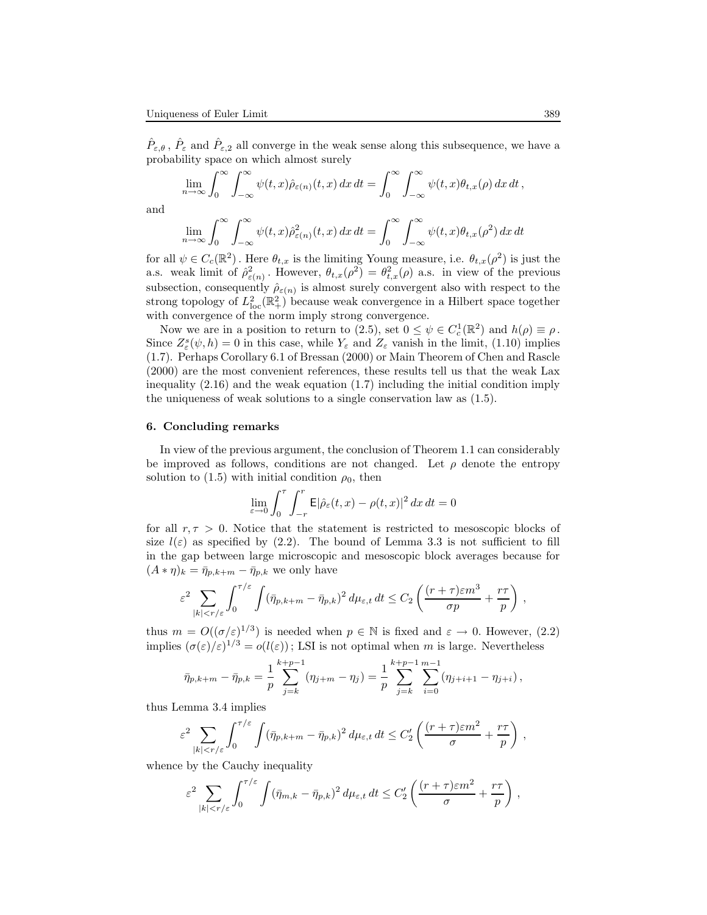$\hat{P}_{\varepsilon,\theta}$, $\hat{P}_\varepsilon$ and $\hat{P}_{\varepsilon,2}$ all converge in the weak sense along this subsequence, we have a probability space on which almost surely

$$\lim_{n\to\infty}\int_0^\infty\int_{-\infty}^\infty \psi(t,x)\hat{\rho}_{\varepsilon(n)}(t,x)\,dx\,dt = \int_0^\infty\int_{-\infty}^\infty \psi(t,x)\theta_{t,x}(\rho)\,dx\,dt\,,$$

and

$$\lim_{n\to\infty}\int_0^\infty\int_{-\infty}^\infty \psi(t,x)\hat{\rho}^2_{\varepsilon(n)}(t,x)\,dx\,dt = \int_0^\infty\int_{-\infty}^\infty \psi(t,x)\theta_{t,x}(\rho^2)\,dx\,dt$$

for all $\psi \in C_c(\mathbb{R}^2)$. Here $\theta_{t,x}$ is the limiting Young measure, i.e. $\theta_{t,x}(\rho^2)$ is just the a.s. weak limit of $\hat{\rho}^2_{\varepsilon(n)}$. However, $\theta_{t,x}(\rho^2) = \theta^2_{t,x}(\rho)$ a.s. in view of the previous subsection, consequently $\hat{\rho}_{\varepsilon(n)}$ is almost surely convergent also with respect to the strong topology of $L^2_{\mathrm{loc}}(\mathbb{R}^2_+)$ because weak convergence in a Hilbert space together with convergence of the norm imply strong convergence.

Now we are in a position to return to (2.5), set $0 \le \psi \in C^1_c(\mathbb{R}^2)$ and $h(\rho) \equiv \rho$. Since $Z^s_\varepsilon(\psi,h) = 0$ in this case, while $Y_\varepsilon$ and $Z_\varepsilon$ vanish in the limit, (1.10) implies (1.7). Perhaps Corollary 6.1 of Bressan (2000) or Main Theorem of Chen and Rascle (2000) are the most convenient references, these results tell us that the weak Lax inequality (2.16) and the weak equation (1.7) including the initial condition imply the uniqueness of weak solutions to a single conservation law as (1.5).

## 6. Concluding remarks

In view of the previous argument, the conclusion of Theorem 1.1 can considerably be improved as follows, conditions are not changed. Let $\rho$ denote the entropy solution to (1.5) with initial condition $\rho_0$, then

$$\lim_{\varepsilon\to 0}\int_0^\tau\int_{-r}^r \mathsf{E}|\hat{\rho}_\varepsilon(t,x)-\rho(t,x)|^2\,dx\,dt = 0$$

for all $r,\tau > 0$. Notice that the statement is restricted to mesoscopic blocks of size $l(\varepsilon)$ as specified by (2.2). The bound of Lemma 3.3 is not sufficient to fill in the gap between large microscopic and mesoscopic block averages because for $(A*\eta)_k = \bar{\eta}_{p,k+m} - \bar{\eta}_{p,k}$ we only have

$$\varepsilon^2\sum_{|k|<r/\varepsilon}\int_0^{\tau/\varepsilon}\int(\bar{\eta}_{p,k+m}-\bar{\eta}_{p,k})^2\,d\mu_{\varepsilon,t}\,dt \le C_2\left(\frac{(r+\tau)\varepsilon m^3}{\sigma p}+\frac{r\tau}{p}\right),$$

thus $m = O((\sigma/\varepsilon)^{1/3})$ is needed when $p\in\mathbb{N}$ is fixed and $\varepsilon\to 0$. However, (2.2) implies $(\sigma(\varepsilon)/\varepsilon)^{1/3} = o(l(\varepsilon))$; LSI is not optimal when $m$ is large. Nevertheless

$$\bar{\eta}_{p,k+m}-\bar{\eta}_{p,k} = \frac{1}{p}\sum_{j=k}^{k+p-1}(\eta_{j+m}-\eta_j) = \frac{1}{p}\sum_{j=k}^{k+p-1}\sum_{i=0}^{m-1}(\eta_{j+i+1}-\eta_{j+i})\,,$$

thus Lemma 3.4 implies

$$\varepsilon^2\sum_{|k|<r/\varepsilon}\int_0^{\tau/\varepsilon}\int(\bar{\eta}_{p,k+m}-\bar{\eta}_{p,k})^2\,d\mu_{\varepsilon,t}\,dt \le C_2'\left(\frac{(r+\tau)\varepsilon m^2}{\sigma}+\frac{r\tau}{p}\right),$$

whence by the Cauchy inequality

$$\varepsilon^2\sum_{|k|<r/\varepsilon}\int_0^{\tau/\varepsilon}\int(\bar{\eta}_{m,k}-\bar{\eta}_{p,k})^2\,d\mu_{\varepsilon,t}\,dt \le C_2'\left(\frac{(r+\tau)\varepsilon m^2}{\sigma}+\frac{r\tau}{p}\right),$$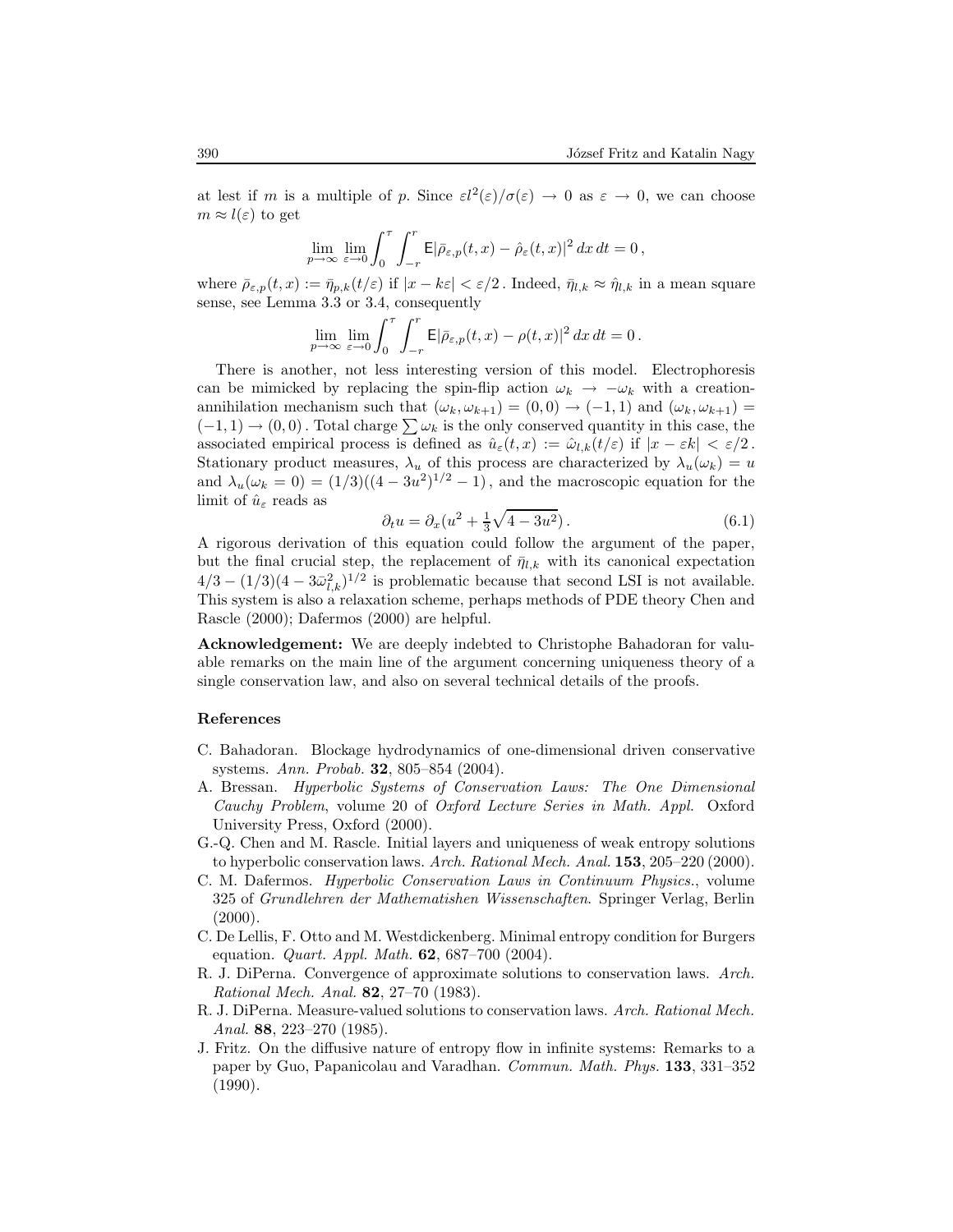at lest if $m$ is a multiple of $p$. Since $\varepsilon l^2(\varepsilon)/\sigma(\varepsilon) \to 0$ as $\varepsilon \to 0$, we can choose $m \approx l(\varepsilon)$ to get

$$\lim_{p\to\infty} \lim_{\varepsilon\to 0} \int_0^\tau \int_{-r}^r \mathsf{E}|\bar\rho_{\varepsilon,p}(t,x) - \hat\rho_\varepsilon(t,x)|^2 \, dx \, dt = 0\,,$$

where $\bar\rho_{\varepsilon,p}(t,x) := \bar\eta_{p,k}(t/\varepsilon)$ if $|x - k\varepsilon| < \varepsilon/2$. Indeed, $\bar\eta_{l,k} \approx \hat\eta_{l,k}$ in a mean square sense, see Lemma 3.3 or 3.4, consequently

$$\lim_{p\to\infty} \lim_{\varepsilon\to 0} \int_0^\tau \int_{-r}^r \mathsf{E}|\bar\rho_{\varepsilon,p}(t,x) - \rho(t,x)|^2 \, dx \, dt = 0\,.$$

There is another, not less interesting version of this model. Electrophoresis can be mimicked by replacing the spin-flip action $\omega_k \to -\omega_k$ with a creation-annihilation mechanism such that $(\omega_k, \omega_{k+1}) = (0,0) \to (-1,1)$ and $(\omega_k, \omega_{k+1}) = (-1,1) \to (0,0)$. Total charge $\sum \omega_k$ is the only conserved quantity in this case, the associated empirical process is defined as $\hat u_\varepsilon(t,x) := \hat\omega_{l,k}(t/\varepsilon)$ if $|x - \varepsilon k| < \varepsilon/2$. Stationary product measures, $\lambda_u$ of this process are characterized by $\lambda_u(\omega_k) = u$ and $\lambda_u(\omega_k = 0) = (1/3)((4 - 3u^2)^{1/2} - 1)$, and the macroscopic equation for the limit of $\hat u_\varepsilon$ reads as

$$\partial_t u = \partial_x\big(u^2 + \tfrac{1}{3}\sqrt{4 - 3u^2}\big)\,. \tag{6.1}$$

A rigorous derivation of this equation could follow the argument of the paper, but the final crucial step, the replacement of $\bar\eta_{l,k}$ with its canonical expectation $4/3 - (1/3)(4 - 3\bar\omega_{l,k}^2)^{1/2}$ is problematic because that second LSI is not available. This system is also a relaxation scheme, perhaps methods of PDE theory Chen and Rascle (2000); Dafermos (2000) are helpful.

**Acknowledgement:** We are deeply indebted to Christophe Bahadoran for valuable remarks on the main line of the argument concerning uniqueness theory of a single conservation law, and also on several technical details of the proofs.

## References

C. Bahadoran. Blockage hydrodynamics of one-dimensional driven conservative systems. *Ann. Probab.* **32**, 805–854 (2004).

A. Bressan. *Hyperbolic Systems of Conservation Laws: The One Dimensional Cauchy Problem*, volume 20 of *Oxford Lecture Series in Math. Appl.* Oxford University Press, Oxford (2000).

G.-Q. Chen and M. Rascle. Initial layers and uniqueness of weak entropy solutions to hyperbolic conservation laws. *Arch. Rational Mech. Anal.* **153**, 205–220 (2000).

C. M. Dafermos. *Hyperbolic Conservation Laws in Continuum Physics.*, volume 325 of *Grundlehren der Mathematishen Wissenschaften*. Springer Verlag, Berlin (2000).

C. De Lellis, F. Otto and M. Westdickenberg. Minimal entropy condition for Burgers equation. *Quart. Appl. Math.* **62**, 687–700 (2004).

R. J. DiPerna. Convergence of approximate solutions to conservation laws. *Arch. Rational Mech. Anal.* **82**, 27–70 (1983).

R. J. DiPerna. Measure-valued solutions to conservation laws. *Arch. Rational Mech. Anal.* **88**, 223–270 (1985).

J. Fritz. On the diffusive nature of entropy flow in infinite systems: Remarks to a paper by Guo, Papanicolau and Varadhan. *Commun. Math. Phys.* **133**, 331–352 (1990).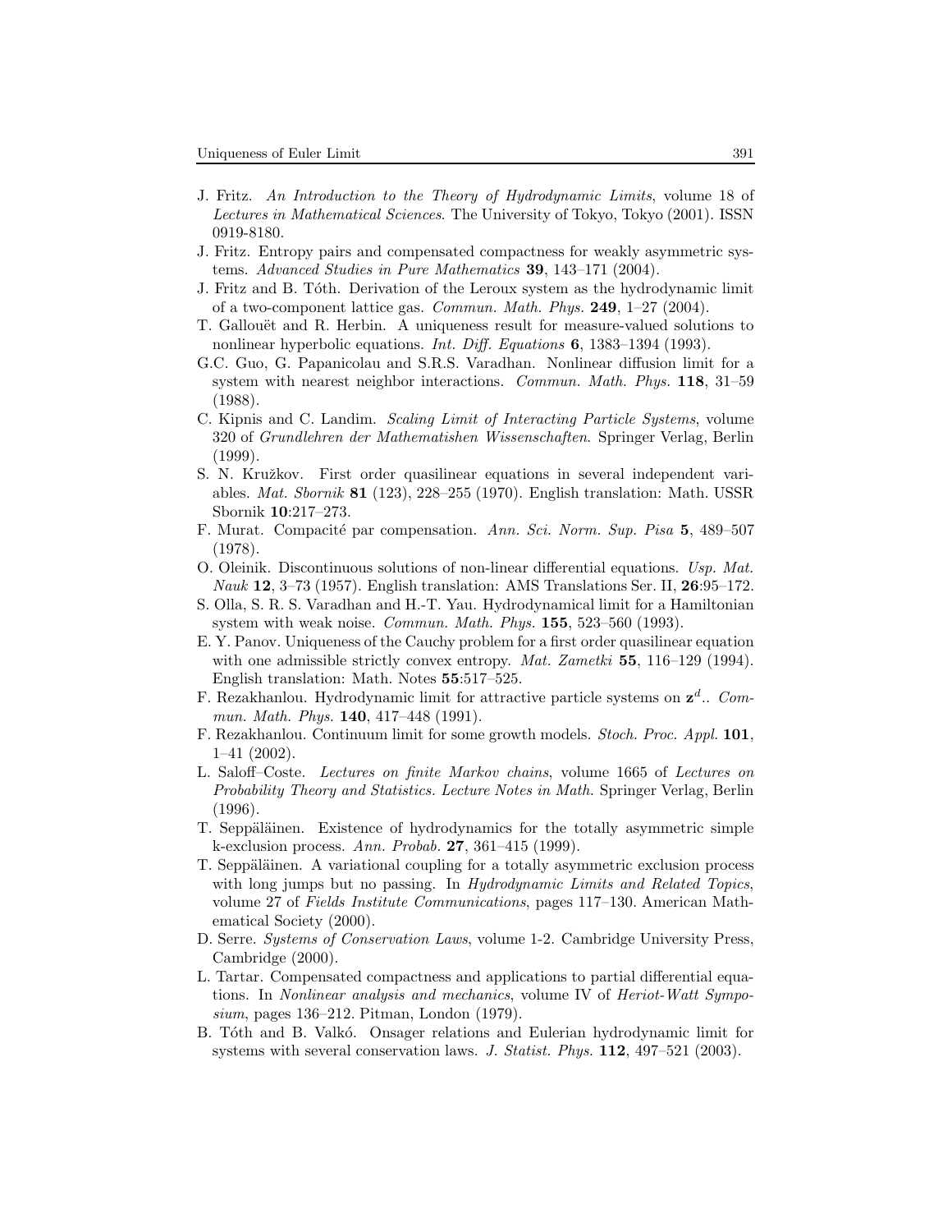J. Fritz. *An Introduction to the Theory of Hydrodynamic Limits*, volume 18 of *Lectures in Mathematical Sciences*. The University of Tokyo, Tokyo (2001). ISSN 0919-8180.

J. Fritz. Entropy pairs and compensated compactness for weakly asymmetric systems. *Advanced Studies in Pure Mathematics* **39**, 143–171 (2004).

J. Fritz and B. Tóth. Derivation of the Leroux system as the hydrodynamic limit of a two-component lattice gas. *Commun. Math. Phys.* **249**, 1–27 (2004).

T. Gallouët and R. Herbin. A uniqueness result for measure-valued solutions to nonlinear hyperbolic equations. *Int. Diff. Equations* **6**, 1383–1394 (1993).

G.C. Guo, G. Papanicolau and S.R.S. Varadhan. Nonlinear diffusion limit for a system with nearest neighbor interactions. *Commun. Math. Phys.* **118**, 31–59 (1988).

C. Kipnis and C. Landim. *Scaling Limit of Interacting Particle Systems*, volume 320 of *Grundlehren der Mathematishen Wissenschaften*. Springer Verlag, Berlin (1999).

S. N. Kružkov. First order quasilinear equations in several independent variables. *Mat. Sbornik* **81** (123), 228–255 (1970). English translation: Math. USSR Sbornik **10**:217–273.

F. Murat. Compacité par compensation. *Ann. Sci. Norm. Sup. Pisa* **5**, 489–507 (1978).

O. Oleinik. Discontinuous solutions of non-linear differential equations. *Usp. Mat. Nauk* **12**, 3–73 (1957). English translation: AMS Translations Ser. II, **26**:95–172.

S. Olla, S. R. S. Varadhan and H.-T. Yau. Hydrodynamical limit for a Hamiltonian system with weak noise. *Commun. Math. Phys.* **155**, 523–560 (1993).

E. Y. Panov. Uniqueness of the Cauchy problem for a first order quasilinear equation with one admissible strictly convex entropy. *Mat. Zametki* **55**, 116–129 (1994). English translation: Math. Notes **55**:517–525.

F. Rezakhanlou. Hydrodynamic limit for attractive particle systems on $\mathbf{z}^d$.. *Commun. Math. Phys.* **140**, 417–448 (1991).

F. Rezakhanlou. Continuum limit for some growth models. *Stoch. Proc. Appl.* **101**, 1–41 (2002).

L. Saloff–Coste. *Lectures on finite Markov chains*, volume 1665 of *Lectures on Probability Theory and Statistics. Lecture Notes in Math.* Springer Verlag, Berlin (1996).

T. Seppäläinen. Existence of hydrodynamics for the totally asymmetric simple k-exclusion process. *Ann. Probab.* **27**, 361–415 (1999).

T. Seppäläinen. A variational coupling for a totally asymmetric exclusion process with long jumps but no passing. In *Hydrodynamic Limits and Related Topics*, volume 27 of *Fields Institute Communications*, pages 117–130. American Mathematical Society (2000).

D. Serre. *Systems of Conservation Laws*, volume 1-2. Cambridge University Press, Cambridge (2000).

L. Tartar. Compensated compactness and applications to partial differential equations. In *Nonlinear analysis and mechanics*, volume IV of *Heriot-Watt Symposium*, pages 136–212. Pitman, London (1979).

B. Tóth and B. Valkó. Onsager relations and Eulerian hydrodynamic limit for systems with several conservation laws. *J. Statist. Phys.* **112**, 497–521 (2003).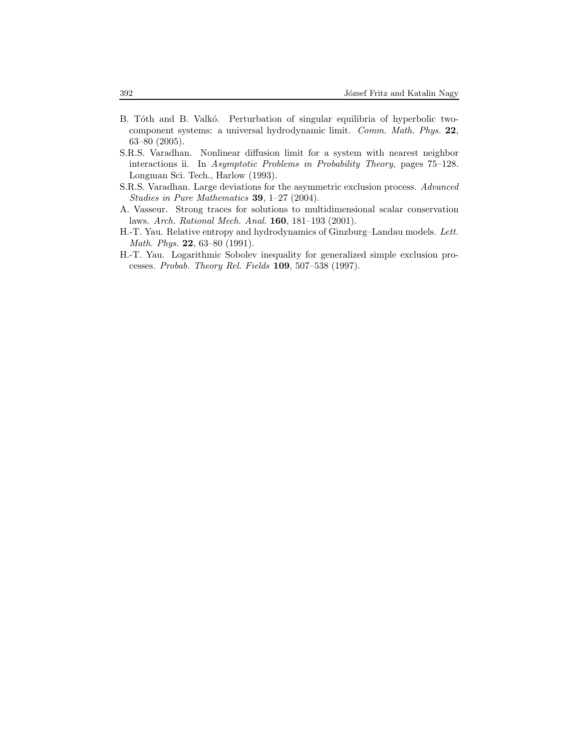B. Tóth and B. Valkó. Perturbation of singular equilibria of hyperbolic two-component systems: a universal hydrodynamic limit. *Comm. Math. Phys.* **22**, 63–80 (2005).

S.R.S. Varadhan. Nonlinear diffusion limit for a system with nearest neighbor interactions ii. In *Asymptotic Problems in Probability Theory*, pages 75–128. Longman Sci. Tech., Harlow (1993).

S.R.S. Varadhan. Large deviations for the asymmetric exclusion process. *Advanced Studies in Pure Mathematics* **39**, 1–27 (2004).

A. Vasseur. Strong traces for solutions to multidimensional scalar conservation laws. *Arch. Rational Mech. Anal.* **160**, 181–193 (2001).

H.-T. Yau. Relative entropy and hydrodynamics of Ginzburg–Landau models. *Lett. Math. Phys.* **22**, 63–80 (1991).

H.-T. Yau. Logarithmic Sobolev inequality for generalized simple exclusion processes. *Probab. Theory Rel. Fields* **109**, 507–538 (1997).